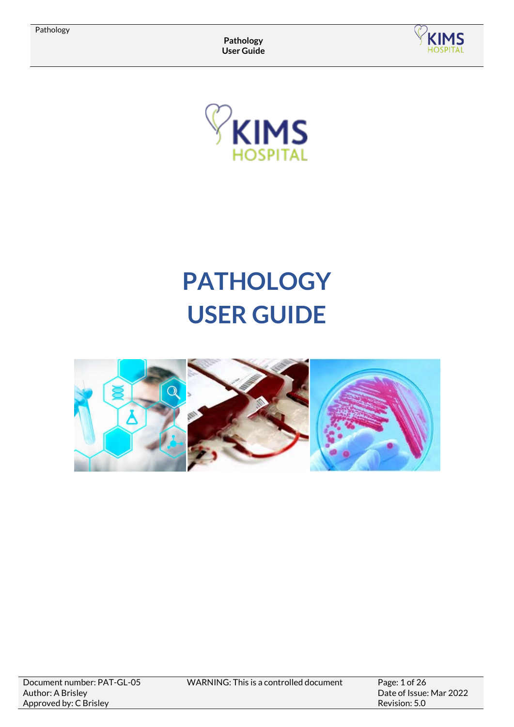# PATHOLOGY USER GUIDE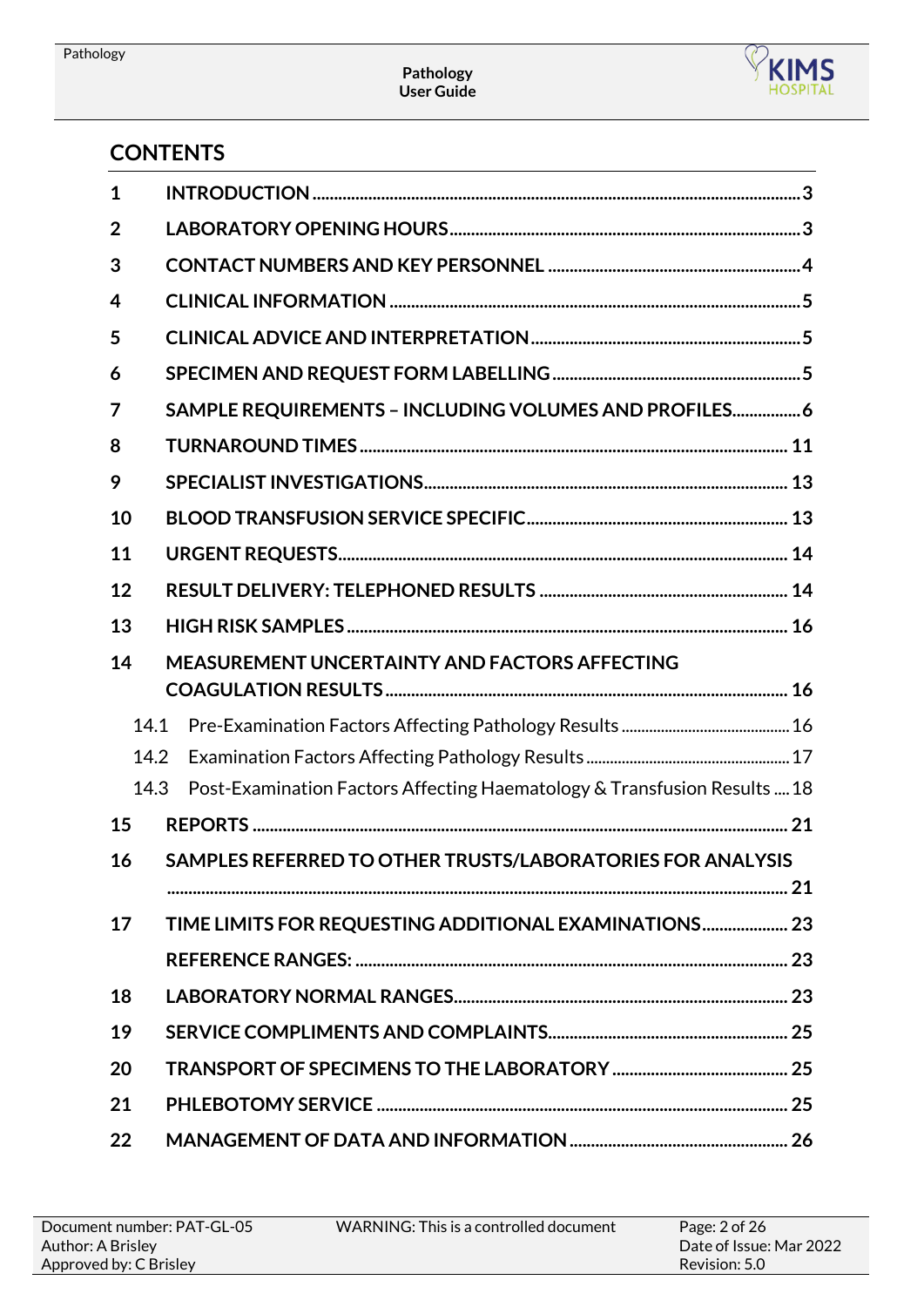# CONTENTS

| | | |
|---|---|---|
| 1 | INTRODUCTION | 3 |
| 2 | LABORATORY OPENING HOURS | 3 |
| 3 | CONTACT NUMBERS AND KEY PERSONNEL | 4 |
| 4 | CLINICAL INFORMATION | 5 |
| 5 | CLINICAL ADVICE AND INTERPRETATION | 5 |
| 6 | SPECIMEN AND REQUEST FORM LABELLING | 5 |
| 7 | SAMPLE REQUIREMENTS – INCLUDING VOLUMES AND PROFILES | 6 |
| 8 | TURNAROUND TIMES | 11 |
| 9 | SPECIALIST INVESTIGATIONS | 13 |
| 10 | BLOOD TRANSFUSION SERVICE SPECIFIC | 13 |
| 11 | URGENT REQUESTS | 14 |
| 12 | RESULT DELIVERY: TELEPHONED RESULTS | 14 |
| 13 | HIGH RISK SAMPLES | 16 |
| 14 | MEASUREMENT UNCERTAINTY AND FACTORS AFFECTING COAGULATION RESULTS | 16 |
| 14.1 | Pre-Examination Factors Affecting Pathology Results | 16 |
| 14.2 | Examination Factors Affecting Pathology Results | 17 |
| 14.3 | Post-Examination Factors Affecting Haematology & Transfusion Results | 18 |
| 15 | REPORTS | 21 |
| 16 | SAMPLES REFERRED TO OTHER TRUSTS/LABORATORIES FOR ANALYSIS | 21 |
| 17 | TIME LIMITS FOR REQUESTING ADDITIONAL EXAMINATIONS | 23 |
| | REFERENCE RANGES: | 23 |
| 18 | LABORATORY NORMAL RANGES | 23 |
| 19 | SERVICE COMPLIMENTS AND COMPLAINTS | 25 |
| 20 | TRANSPORT OF SPECIMENS TO THE LABORATORY | 25 |
| 21 | PHLEBOTOMY SERVICE | 25 |
| 22 | MANAGEMENT OF DATA AND INFORMATION | 26 |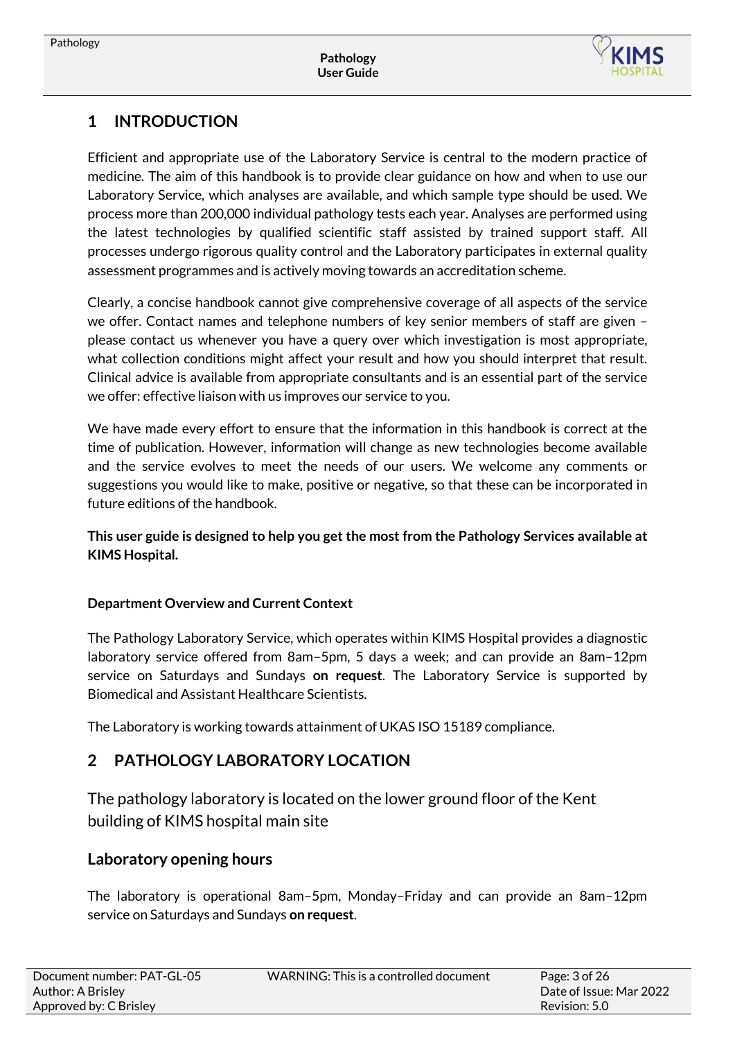# 1 INTRODUCTION

Efficient and appropriate use of the Laboratory Service is central to the modern practice of medicine. The aim of this handbook is to provide clear guidance on how and when to use our Laboratory Service, which analyses are available, and which sample type should be used. We process more than 200,000 individual pathology tests each year. Analyses are performed using the latest technologies by qualified scientific staff assisted by trained support staff. All processes undergo rigorous quality control and the Laboratory participates in external quality assessment programmes and is actively moving towards an accreditation scheme.

Clearly, a concise handbook cannot give comprehensive coverage of all aspects of the service we offer. Contact names and telephone numbers of key senior members of staff are given – please contact us whenever you have a query over which investigation is most appropriate, what collection conditions might affect your result and how you should interpret that result. Clinical advice is available from appropriate consultants and is an essential part of the service we offer: effective liaison with us improves our service to you.

We have made every effort to ensure that the information in this handbook is correct at the time of publication. However, information will change as new technologies become available and the service evolves to meet the needs of our users. We welcome any comments or suggestions you would like to make, positive or negative, so that these can be incorporated in future editions of the handbook.

**This user guide is designed to help you get the most from the Pathology Services available at KIMS Hospital.**

### Department Overview and Current Context

The Pathology Laboratory Service, which operates within KIMS Hospital provides a diagnostic laboratory service offered from 8am–5pm, 5 days a week; and can provide an 8am–12pm service on Saturdays and Sundays **on request**. The Laboratory Service is supported by Biomedical and Assistant Healthcare Scientists.

The Laboratory is working towards attainment of UKAS ISO 15189 compliance.

# 2 PATHOLOGY LABORATORY LOCATION

The pathology laboratory is located on the lower ground floor of the Kent building of KIMS hospital main site

## Laboratory opening hours

The laboratory is operational 8am–5pm, Monday–Friday and can provide an 8am–12pm service on Saturdays and Sundays **on request**.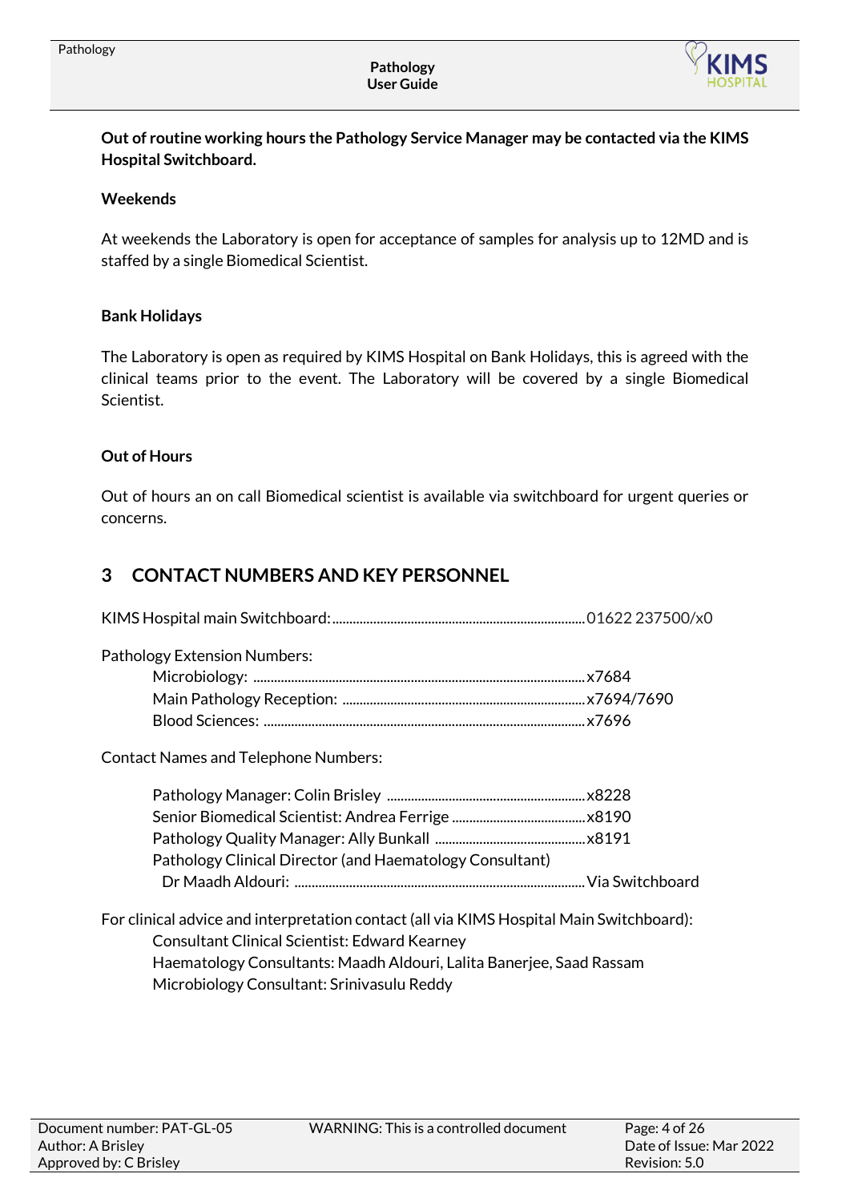**Out of routine working hours the Pathology Service Manager may be contacted via the KIMS Hospital Switchboard.**

**Weekends**

At weekends the Laboratory is open for acceptance of samples for analysis up to 12MD and is staffed by a single Biomedical Scientist.

**Bank Holidays**

The Laboratory is open as required by KIMS Hospital on Bank Holidays, this is agreed with the clinical teams prior to the event. The Laboratory will be covered by a single Biomedical Scientist.

**Out of Hours**

Out of hours an on call Biomedical scientist is available via switchboard for urgent queries or concerns.

## 3 CONTACT NUMBERS AND KEY PERSONNEL

KIMS Hospital main Switchboard: .......... 01622 237500/x0

Pathology Extension Numbers:

- Microbiology: .......... x7684
- Main Pathology Reception: .......... x7694/7690
- Blood Sciences: .......... x7696

Contact Names and Telephone Numbers:

- Pathology Manager: Colin Brisley .......... x8228
- Senior Biomedical Scientist: Andrea Ferrige .......... x8190
- Pathology Quality Manager: Ally Bunkall .......... x8191
- Pathology Clinical Director (and Haematology Consultant)
  Dr Maadh Aldouri: .......... Via Switchboard

For clinical advice and interpretation contact (all via KIMS Hospital Main Switchboard):

- Consultant Clinical Scientist: Edward Kearney
- Haematology Consultants: Maadh Aldouri, Lalita Banerjee, Saad Rassam
- Microbiology Consultant: Srinivasulu Reddy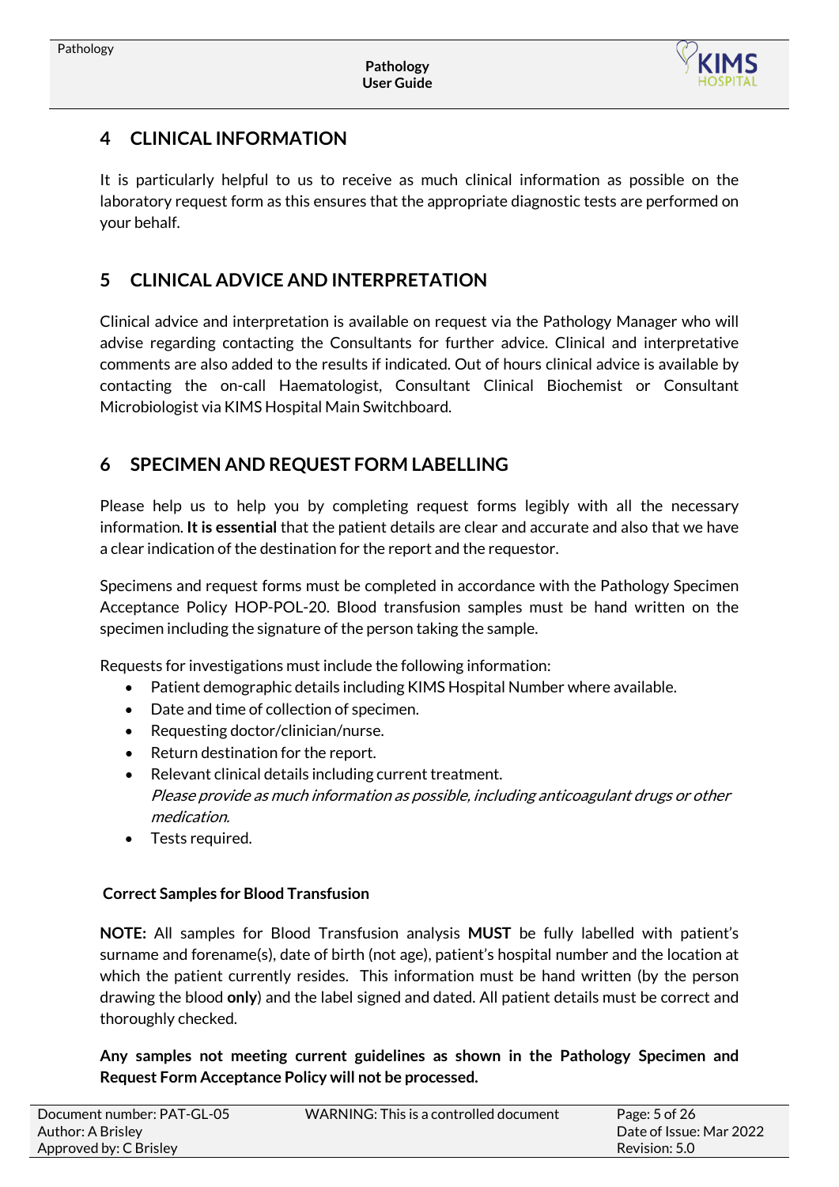## 4 CLINICAL INFORMATION

It is particularly helpful to us to receive as much clinical information as possible on the laboratory request form as this ensures that the appropriate diagnostic tests are performed on your behalf.

## 5 CLINICAL ADVICE AND INTERPRETATION

Clinical advice and interpretation is available on request via the Pathology Manager who will advise regarding contacting the Consultants for further advice. Clinical and interpretative comments are also added to the results if indicated. Out of hours clinical advice is available by contacting the on-call Haematologist, Consultant Clinical Biochemist or Consultant Microbiologist via KIMS Hospital Main Switchboard.

## 6 SPECIMEN AND REQUEST FORM LABELLING

Please help us to help you by completing request forms legibly with all the necessary information. **It is essential** that the patient details are clear and accurate and also that we have a clear indication of the destination for the report and the requestor.

Specimens and request forms must be completed in accordance with the Pathology Specimen Acceptance Policy HOP-POL-20. Blood transfusion samples must be hand written on the specimen including the signature of the person taking the sample.

Requests for investigations must include the following information:

- Patient demographic details including KIMS Hospital Number where available.
- Date and time of collection of specimen.
- Requesting doctor/clinician/nurse.
- Return destination for the report.
- Relevant clinical details including current treatment.
  *Please provide as much information as possible, including anticoagulant drugs or other medication.*
- Tests required.

**Correct Samples for Blood Transfusion**

**NOTE:** All samples for Blood Transfusion analysis **MUST** be fully labelled with patient's surname and forename(s), date of birth (not age), patient's hospital number and the location at which the patient currently resides. This information must be hand written (by the person drawing the blood **only**) and the label signed and dated. All patient details must be correct and thoroughly checked.

**Any samples not meeting current guidelines as shown in the Pathology Specimen and Request Form Acceptance Policy will not be processed.**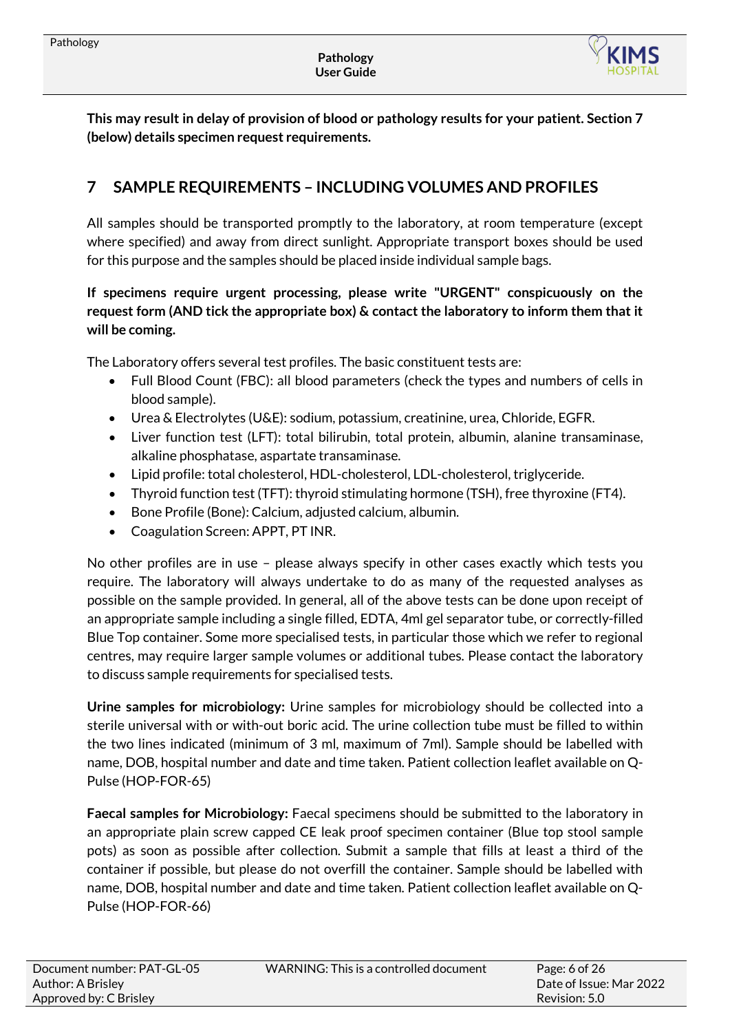**This may result in delay of provision of blood or pathology results for your patient. Section 7 (below) details specimen request requirements.**

## 7 SAMPLE REQUIREMENTS – INCLUDING VOLUMES AND PROFILES

All samples should be transported promptly to the laboratory, at room temperature (except where specified) and away from direct sunlight. Appropriate transport boxes should be used for this purpose and the samples should be placed inside individual sample bags.

**If specimens require urgent processing, please write "URGENT" conspicuously on the request form (AND tick the appropriate box) & contact the laboratory to inform them that it will be coming.**

The Laboratory offers several test profiles. The basic constituent tests are:

- Full Blood Count (FBC): all blood parameters (check the types and numbers of cells in blood sample).
- Urea & Electrolytes (U&E): sodium, potassium, creatinine, urea, Chloride, EGFR.
- Liver function test (LFT): total bilirubin, total protein, albumin, alanine transaminase, alkaline phosphatase, aspartate transaminase.
- Lipid profile: total cholesterol, HDL-cholesterol, LDL-cholesterol, triglyceride.
- Thyroid function test (TFT): thyroid stimulating hormone (TSH), free thyroxine (FT4).
- Bone Profile (Bone): Calcium, adjusted calcium, albumin.
- Coagulation Screen: APPT, PT INR.

No other profiles are in use – please always specify in other cases exactly which tests you require. The laboratory will always undertake to do as many of the requested analyses as possible on the sample provided. In general, all of the above tests can be done upon receipt of an appropriate sample including a single filled, EDTA, 4ml gel separator tube, or correctly-filled Blue Top container. Some more specialised tests, in particular those which we refer to regional centres, may require larger sample volumes or additional tubes. Please contact the laboratory to discuss sample requirements for specialised tests.

**Urine samples for microbiology:** Urine samples for microbiology should be collected into a sterile universal with or with-out boric acid. The urine collection tube must be filled to within the two lines indicated (minimum of 3 ml, maximum of 7ml). Sample should be labelled with name, DOB, hospital number and date and time taken. Patient collection leaflet available on Q-Pulse (HOP-FOR-65)

**Faecal samples for Microbiology:** Faecal specimens should be submitted to the laboratory in an appropriate plain screw capped CE leak proof specimen container (Blue top stool sample pots) as soon as possible after collection. Submit a sample that fills at least a third of the container if possible, but please do not overfill the container. Sample should be labelled with name, DOB, hospital number and date and time taken. Patient collection leaflet available on Q-Pulse (HOP-FOR-66)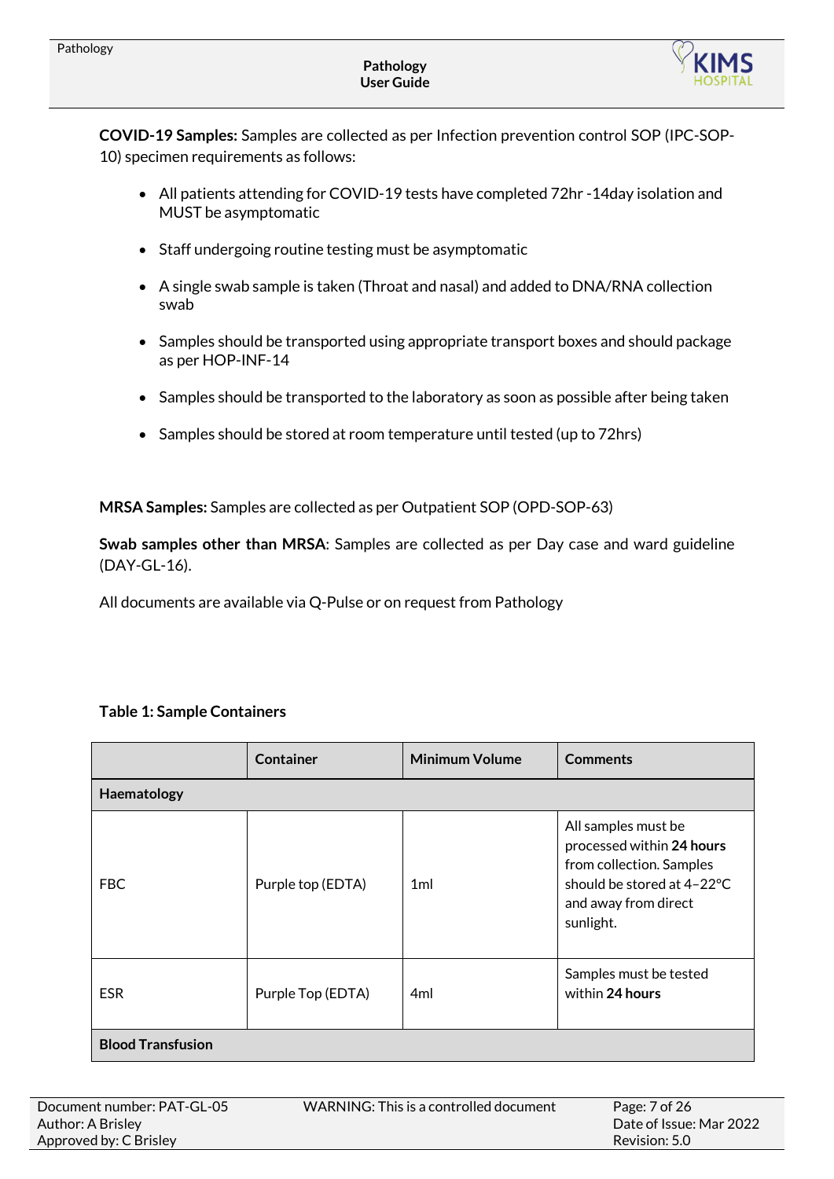**COVID-19 Samples:** Samples are collected as per Infection prevention control SOP (IPC-SOP-10) specimen requirements as follows:

- All patients attending for COVID-19 tests have completed 72hr -14day isolation and MUST be asymptomatic
- Staff undergoing routine testing must be asymptomatic
- A single swab sample is taken (Throat and nasal) and added to DNA/RNA collection swab
- Samples should be transported using appropriate transport boxes and should package as per HOP-INF-14
- Samples should be transported to the laboratory as soon as possible after being taken
- Samples should be stored at room temperature until tested (up to 72hrs)

**MRSA Samples:** Samples are collected as per Outpatient SOP (OPD-SOP-63)

**Swab samples other than MRSA**: Samples are collected as per Day case and ward guideline (DAY-GL-16).

All documents are available via Q-Pulse or on request from Pathology

**Table 1: Sample Containers**

| | Container | Minimum Volume | Comments |
|---|---|---|---|
| **Haematology** | | | |
| FBC | Purple top (EDTA) | 1ml | All samples must be processed within **24 hours** from collection. Samples should be stored at 4–22°C and away from direct sunlight. |
| ESR | Purple Top (EDTA) | 4ml | Samples must be tested within **24 hours** |
| **Blood Transfusion** | | | |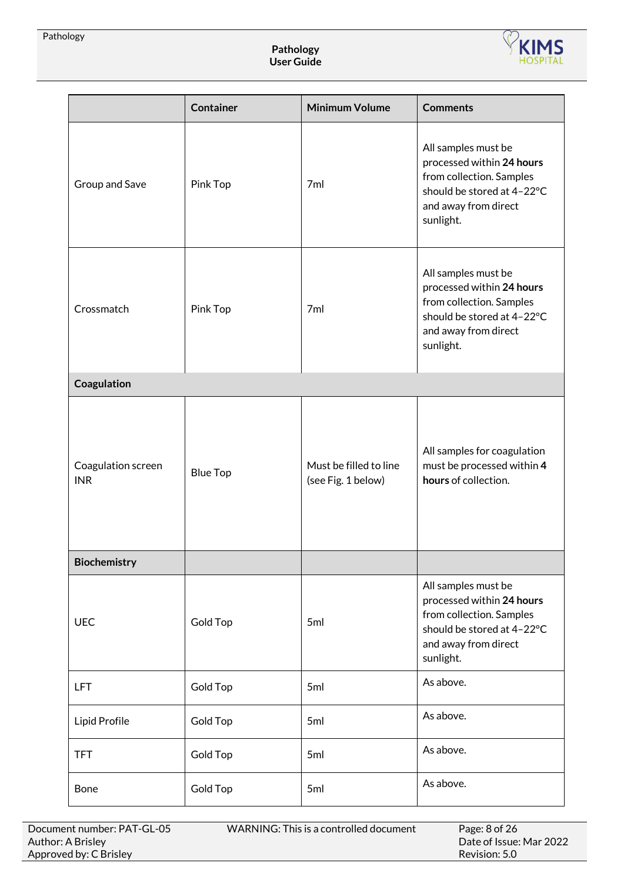| | Container | Minimum Volume | Comments |
|---|---|---|---|
| Group and Save | Pink Top | 7ml | All samples must be processed within **24 hours** from collection. Samples should be stored at 4–22°C and away from direct sunlight. |
| Crossmatch | Pink Top | 7ml | All samples must be processed within **24 hours** from collection. Samples should be stored at 4–22°C and away from direct sunlight. |
| **Coagulation** | | | |
| Coagulation screen INR | Blue Top | Must be filled to line (see Fig. 1 below) | All samples for coagulation must be processed within **4 hours** of collection. |
| **Biochemistry** | | | |
| UEC | Gold Top | 5ml | All samples must be processed within **24 hours** from collection. Samples should be stored at 4–22°C and away from direct sunlight. |
| LFT | Gold Top | 5ml | As above. |
| Lipid Profile | Gold Top | 5ml | As above. |
| TFT | Gold Top | 5ml | As above. |
| Bone | Gold Top | 5ml | As above. |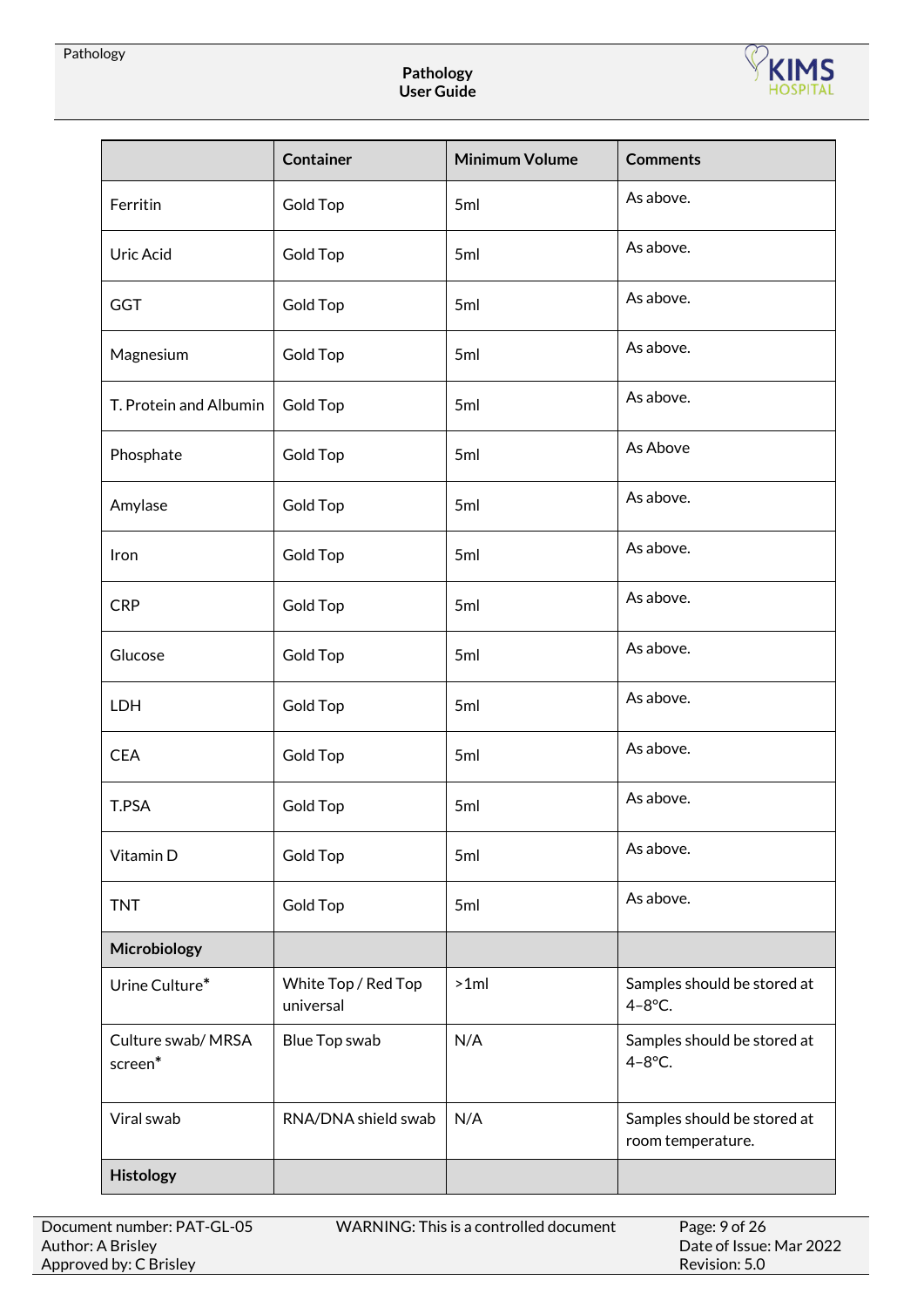| | Container | Minimum Volume | Comments |
|---|---|---|---|
| Ferritin | Gold Top | 5ml | As above. |
| Uric Acid | Gold Top | 5ml | As above. |
| GGT | Gold Top | 5ml | As above. |
| Magnesium | Gold Top | 5ml | As above. |
| T. Protein and Albumin | Gold Top | 5ml | As above. |
| Phosphate | Gold Top | 5ml | As Above |
| Amylase | Gold Top | 5ml | As above. |
| Iron | Gold Top | 5ml | As above. |
| CRP | Gold Top | 5ml | As above. |
| Glucose | Gold Top | 5ml | As above. |
| LDH | Gold Top | 5ml | As above. |
| CEA | Gold Top | 5ml | As above. |
| T.PSA | Gold Top | 5ml | As above. |
| Vitamin D | Gold Top | 5ml | As above. |
| TNT | Gold Top | 5ml | As above. |
| **Microbiology** | | | |
| Urine Culture* | White Top / Red Top universal | >1ml | Samples should be stored at 4–8°C. |
| Culture swab/ MRSA screen* | Blue Top swab | N/A | Samples should be stored at 4–8°C. |
| Viral swab | RNA/DNA shield swab | N/A | Samples should be stored at room temperature. |
| **Histology** | | | |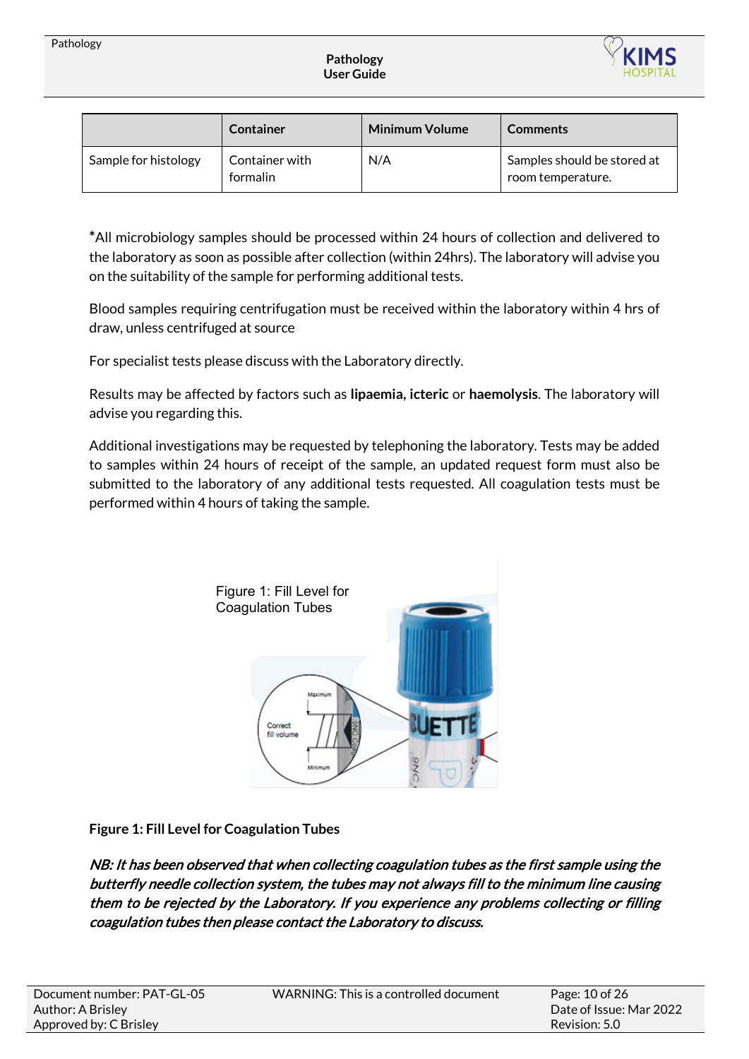| | Container | Minimum Volume | Comments |
|---|---|---|---|
| Sample for histology | Container with formalin | N/A | Samples should be stored at room temperature. |

*All microbiology samples should be processed within 24 hours of collection and delivered to the laboratory as soon as possible after collection (within 24hrs). The laboratory will advise you on the suitability of the sample for performing additional tests.

Blood samples requiring centrifugation must be received within the laboratory within 4 hrs of draw, unless centrifuged at source

For specialist tests please discuss with the Laboratory directly.

Results may be affected by factors such as **lipaemia, icteric** or **haemolysis**. The laboratory will advise you regarding this.

Additional investigations may be requested by telephoning the laboratory. Tests may be added to samples within 24 hours of receipt of the sample, an updated request form must also be submitted to the laboratory of any additional tests requested. All coagulation tests must be performed within 4 hours of taking the sample.

Figure 1: Fill Level for Coagulation Tubes

**Figure 1: Fill Level for Coagulation Tubes**

***NB: It has been observed that when collecting coagulation tubes as the first sample using the butterfly needle collection system, the tubes may not always fill to the minimum line causing them to be rejected by the Laboratory. If you experience any problems collecting or filling coagulation tubes then please contact the Laboratory to discuss.***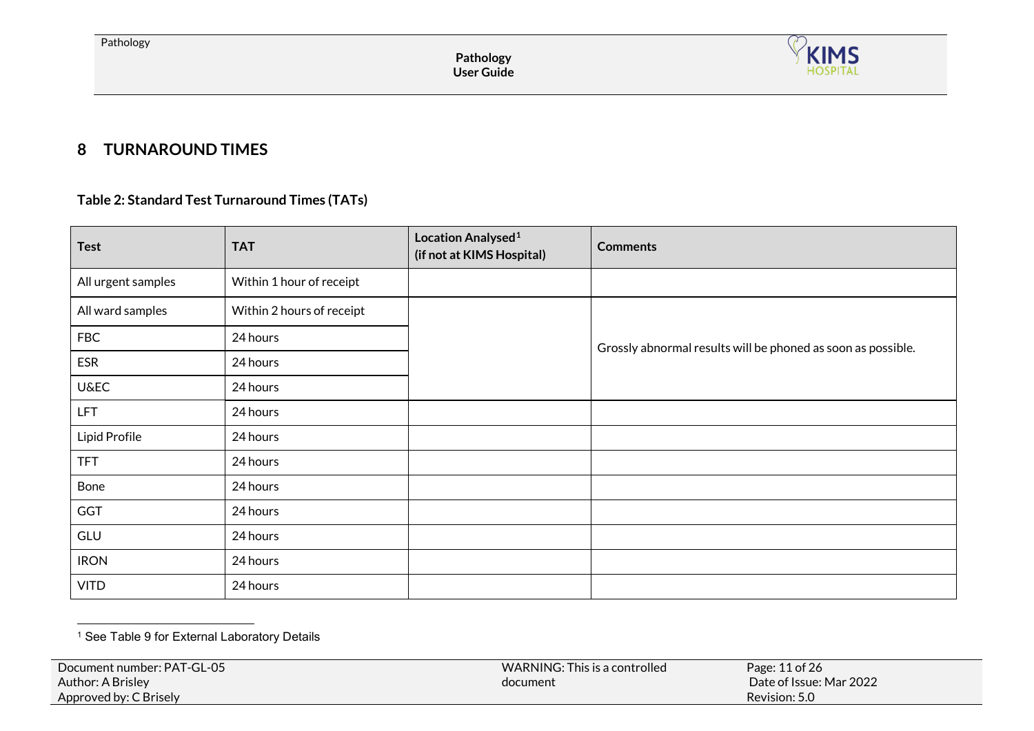# 8 TURNAROUND TIMES

**Table 2: Standard Test Turnaround Times (TATs)**

| Test | TAT | Location Analysed[1] (if not at KIMS Hospital) | Comments |
|---|---|---|---|
| All urgent samples | Within 1 hour of receipt | | |
| All ward samples | Within 2 hours of receipt | | Grossly abnormal results will be phoned as soon as possible. |
| FBC | 24 hours | | |
| ESR | 24 hours | | |
| U&EC | 24 hours | | |
| LFT | 24 hours | | |
| Lipid Profile | 24 hours | | |
| TFT | 24 hours | | |
| Bone | 24 hours | | |
| GGT | 24 hours | | |
| GLU | 24 hours | | |
| IRON | 24 hours | | |
| VITD | 24 hours | | |

[1] See Table 9 for External Laboratory Details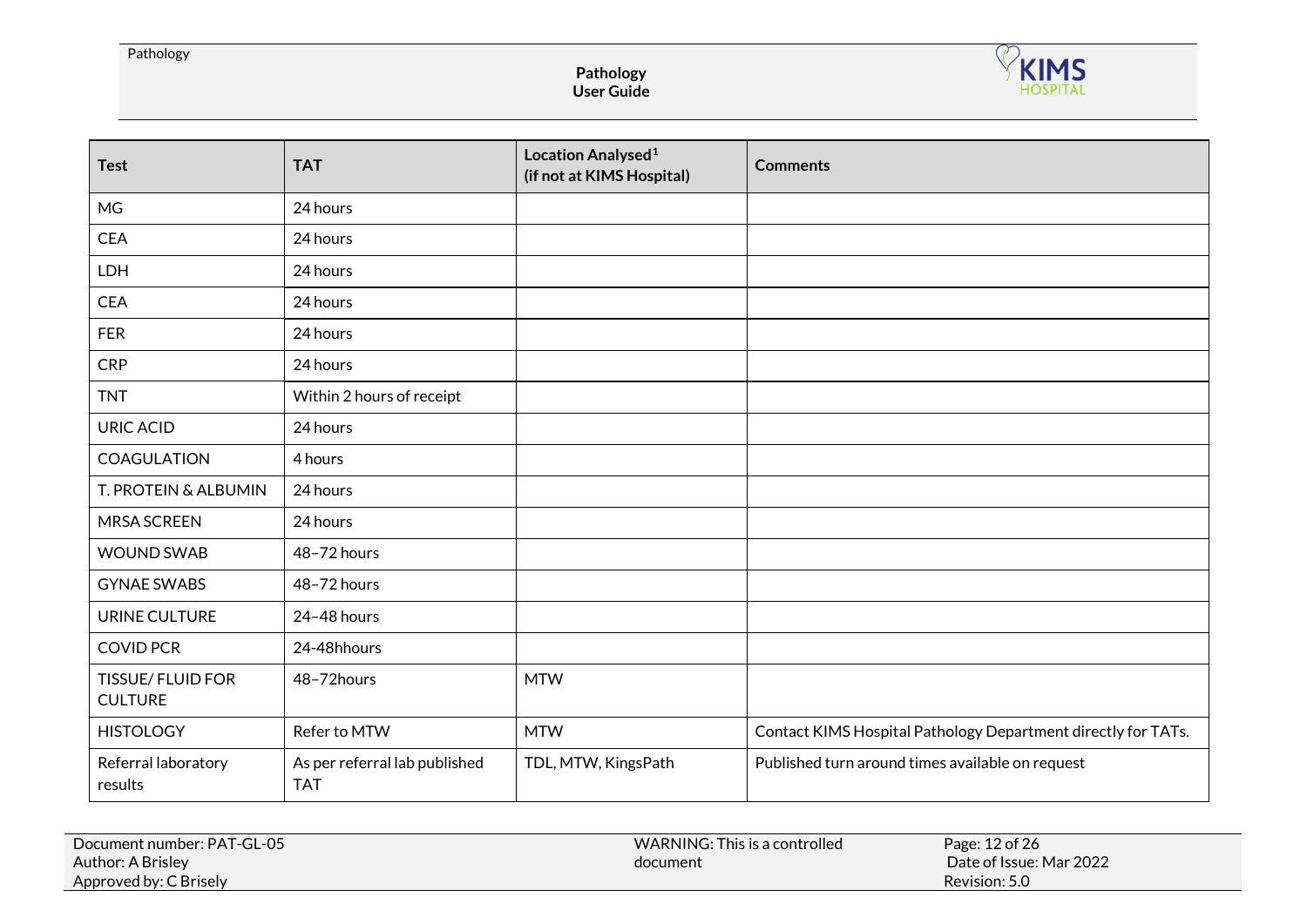| Test | TAT | Location Analysed[1] (if not at KIMS Hospital) | Comments |
|---|---|---|---|
| MG | 24 hours | | |
| CEA | 24 hours | | |
| LDH | 24 hours | | |
| CEA | 24 hours | | |
| FER | 24 hours | | |
| CRP | 24 hours | | |
| TNT | Within 2 hours of receipt | | |
| URIC ACID | 24 hours | | |
| COAGULATION | 4 hours | | |
| T. PROTEIN & ALBUMIN | 24 hours | | |
| MRSA SCREEN | 24 hours | | |
| WOUND SWAB | 48–72 hours | | |
| GYNAE SWABS | 48–72 hours | | |
| URINE CULTURE | 24–48 hours | | |
| COVID PCR | 24-48hhours | | |
| TISSUE/ FLUID FOR CULTURE | 48–72hours | MTW | |
| HISTOLOGY | Refer to MTW | MTW | Contact KIMS Hospital Pathology Department directly for TATs. |
| Referral laboratory results | As per referral lab published TAT | TDL, MTW, KingsPath | Published turn around times available on request |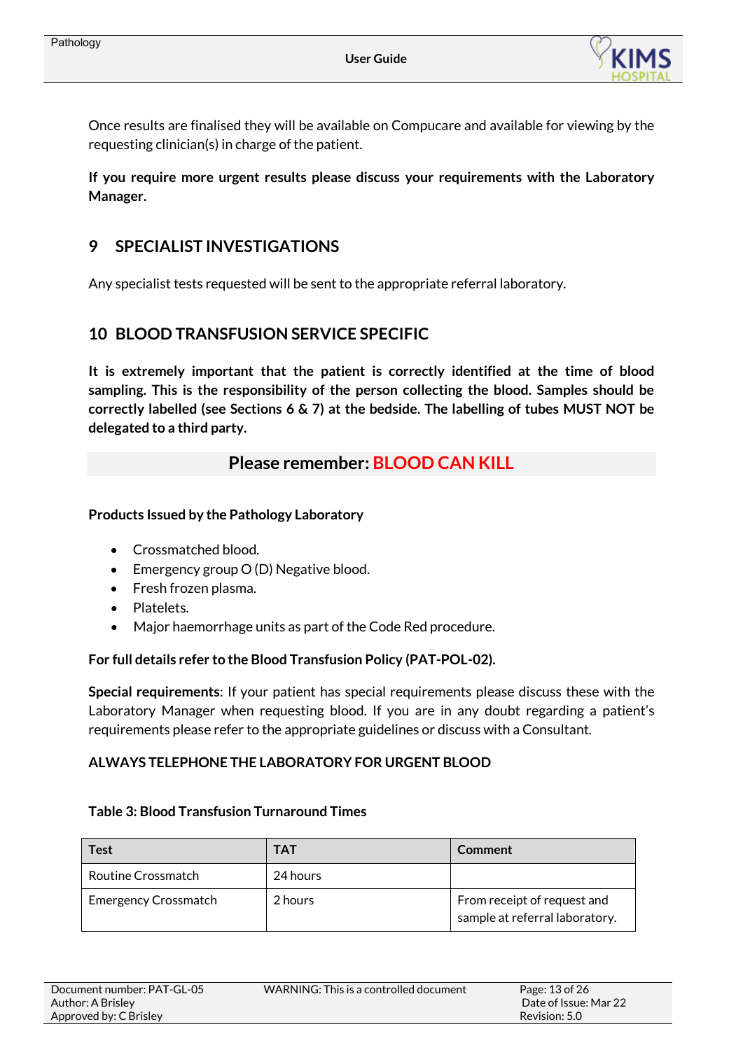Once results are finalised they will be available on Compucare and available for viewing by the requesting clinician(s) in charge of the patient.

**If you require more urgent results please discuss your requirements with the Laboratory Manager.**

## 9 SPECIALIST INVESTIGATIONS

Any specialist tests requested will be sent to the appropriate referral laboratory.

## 10 BLOOD TRANSFUSION SERVICE SPECIFIC

**It is extremely important that the patient is correctly identified at the time of blood sampling. This is the responsibility of the person collecting the blood. Samples should be correctly labelled (see Sections 6 & 7) at the bedside. The labelling of tubes MUST NOT be delegated to a third party.**

**Please remember: BLOOD CAN KILL**

**Products Issued by the Pathology Laboratory**

- Crossmatched blood.
- Emergency group O (D) Negative blood.
- Fresh frozen plasma.
- Platelets.
- Major haemorrhage units as part of the Code Red procedure.

**For full details refer to the Blood Transfusion Policy (PAT-POL-02).**

**Special requirements**: If your patient has special requirements please discuss these with the Laboratory Manager when requesting blood. If you are in any doubt regarding a patient's requirements please refer to the appropriate guidelines or discuss with a Consultant.

**ALWAYS TELEPHONE THE LABORATORY FOR URGENT BLOOD**

**Table 3: Blood Transfusion Turnaround Times**

| Test | TAT | Comment |
|---|---|---|
| Routine Crossmatch | 24 hours | |
| Emergency Crossmatch | 2 hours | From receipt of request and sample at referral laboratory. |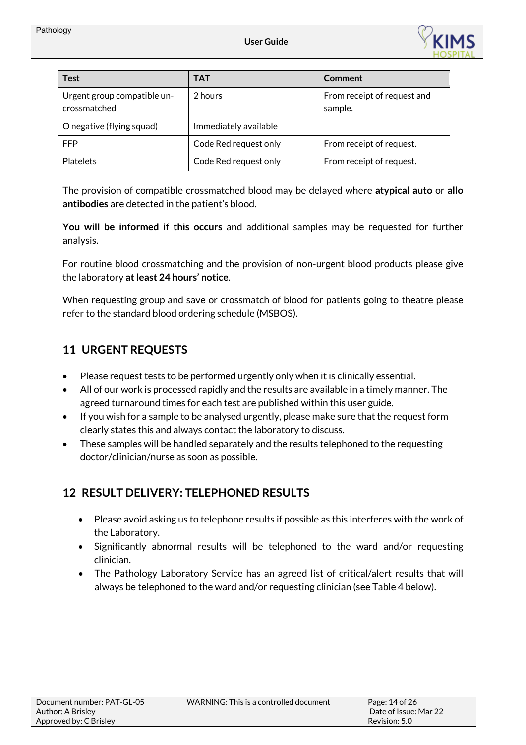| Test | TAT | Comment |
|---|---|---|
| Urgent group compatible un-crossmatched | 2 hours | From receipt of request and sample. |
| O negative (flying squad) | Immediately available | |
| FFP | Code Red request only | From receipt of request. |
| Platelets | Code Red request only | From receipt of request. |

The provision of compatible crossmatched blood may be delayed where **atypical auto** or **allo antibodies** are detected in the patient's blood.

**You will be informed if this occurs** and additional samples may be requested for further analysis.

For routine blood crossmatching and the provision of non-urgent blood products please give the laboratory **at least 24 hours' notice**.

When requesting group and save or crossmatch of blood for patients going to theatre please refer to the standard blood ordering schedule (MSBOS).

## 11 URGENT REQUESTS

- Please request tests to be performed urgently only when it is clinically essential.
- All of our work is processed rapidly and the results are available in a timely manner. The agreed turnaround times for each test are published within this user guide.
- If you wish for a sample to be analysed urgently, please make sure that the request form clearly states this and always contact the laboratory to discuss.
- These samples will be handled separately and the results telephoned to the requesting doctor/clinician/nurse as soon as possible.

## 12 RESULT DELIVERY: TELEPHONED RESULTS

- Please avoid asking us to telephone results if possible as this interferes with the work of the Laboratory.
- Significantly abnormal results will be telephoned to the ward and/or requesting clinician.
- The Pathology Laboratory Service has an agreed list of critical/alert results that will always be telephoned to the ward and/or requesting clinician (see Table 4 below).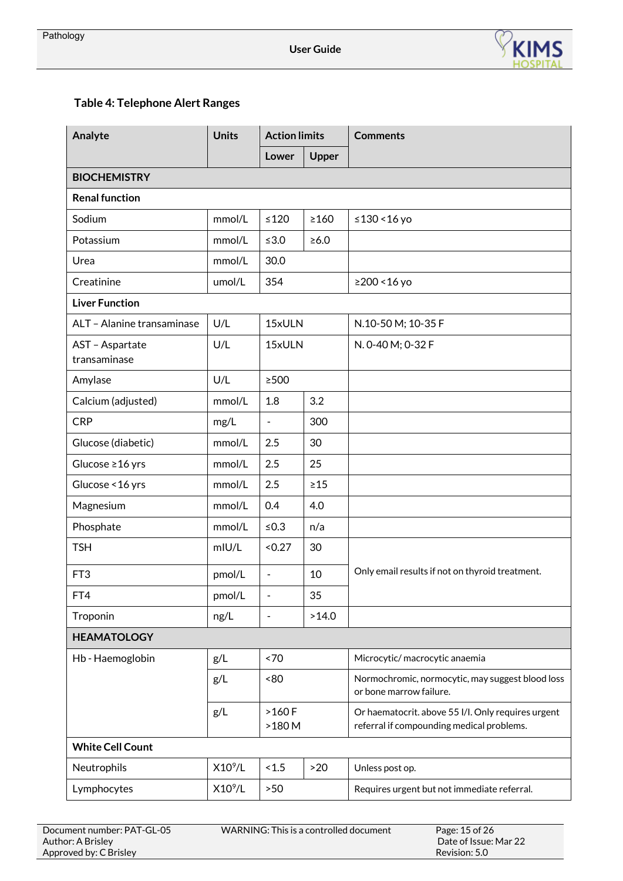## Table 4: Telephone Alert Ranges

| Analyte | Units | Action limits | | Comments |
|---|---|---|---|---|
| | | Lower | Upper | |
| **BIOCHEMISTRY** | | | | |
| **Renal function** | | | | |
| Sodium | mmol/L | ≤120 | ≥160 | ≤130 <16 yo |
| Potassium | mmol/L | ≤3.0 | ≥6.0 | |
| Urea | mmol/L | 30.0 | | |
| Creatinine | umol/L | 354 | | ≥200 <16 yo |
| **Liver Function** | | | | |
| ALT – Alanine transaminase | U/L | 15xULN | | N.10-50 M; 10-35 F |
| AST – Aspartate transaminase | U/L | 15xULN | | N. 0-40 M; 0-32 F |
| Amylase | U/L | ≥500 | | |
| Calcium (adjusted) | mmol/L | 1.8 | 3.2 | |
| CRP | mg/L | - | 300 | |
| Glucose (diabetic) | mmol/L | 2.5 | 30 | |
| Glucose ≥16 yrs | mmol/L | 2.5 | 25 | |
| Glucose <16 yrs | mmol/L | 2.5 | ≥15 | |
| Magnesium | mmol/L | 0.4 | 4.0 | |
| Phosphate | mmol/L | ≤0.3 | n/a | |
| TSH | mIU/L | <0.27 | 30 | Only email results if not on thyroid treatment. |
| FT3 | pmol/L | - | 10 | |
| FT4 | pmol/L | - | 35 | |
| Troponin | ng/L | - | >14.0 | |
| **HEAMATOLOGY** | | | | |
| Hb - Haemoglobin | g/L | <70 | | Microcytic/ macrocytic anaemia |
| | g/L | <80 | | Normochromic, normocytic, may suggest blood loss or bone marrow failure. |
| | g/L | >160 F<br>>180 M | | Or haematocrit. above 55 l/l. Only requires urgent referral if compounding medical problems. |
| **White Cell Count** | | | | |
| Neutrophils | $X10^9/L$ | <1.5 | >20 | Unless post op. |
| Lymphocytes | $X10^9/L$ | >50 | | Requires urgent but not immediate referral. |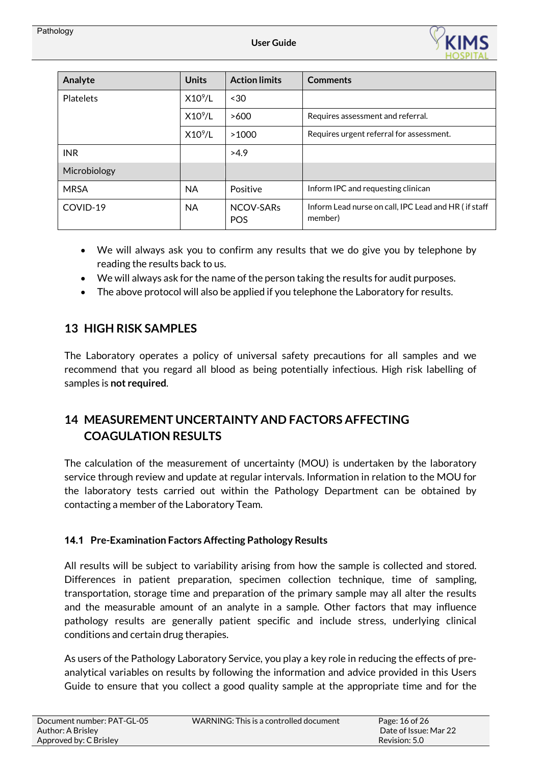| Analyte | Units | Action limits | Comments |
|---|---|---|---|
| Platelets | $X10^9/L$ | <30 | |
| | $X10^9/L$ | >600 | Requires assessment and referral. |
| | $X10^9/L$ | >1000 | Requires urgent referral for assessment. |
| INR | | >4.9 | |
| Microbiology | | | |
| MRSA | NA | Positive | Inform IPC and requesting clinican |
| COVID-19 | NA | NCOV-SARs POS | Inform Lead nurse on call, IPC Lead and HR ( if staff member) |

- We will always ask you to confirm any results that we do give you by telephone by reading the results back to us.
- We will always ask for the name of the person taking the results for audit purposes.
- The above protocol will also be applied if you telephone the Laboratory for results.

## 13 HIGH RISK SAMPLES

The Laboratory operates a policy of universal safety precautions for all samples and we recommend that you regard all blood as being potentially infectious. High risk labelling of samples is **not required**.

## 14 MEASUREMENT UNCERTAINTY AND FACTORS AFFECTING COAGULATION RESULTS

The calculation of the measurement of uncertainty (MOU) is undertaken by the laboratory service through review and update at regular intervals. Information in relation to the MOU for the laboratory tests carried out within the Pathology Department can be obtained by contacting a member of the Laboratory Team.

### 14.1 Pre-Examination Factors Affecting Pathology Results

All results will be subject to variability arising from how the sample is collected and stored. Differences in patient preparation, specimen collection technique, time of sampling, transportation, storage time and preparation of the primary sample may all alter the results and the measurable amount of an analyte in a sample. Other factors that may influence pathology results are generally patient specific and include stress, underlying clinical conditions and certain drug therapies.

As users of the Pathology Laboratory Service, you play a key role in reducing the effects of pre-analytical variables on results by following the information and advice provided in this Users Guide to ensure that you collect a good quality sample at the appropriate time and for the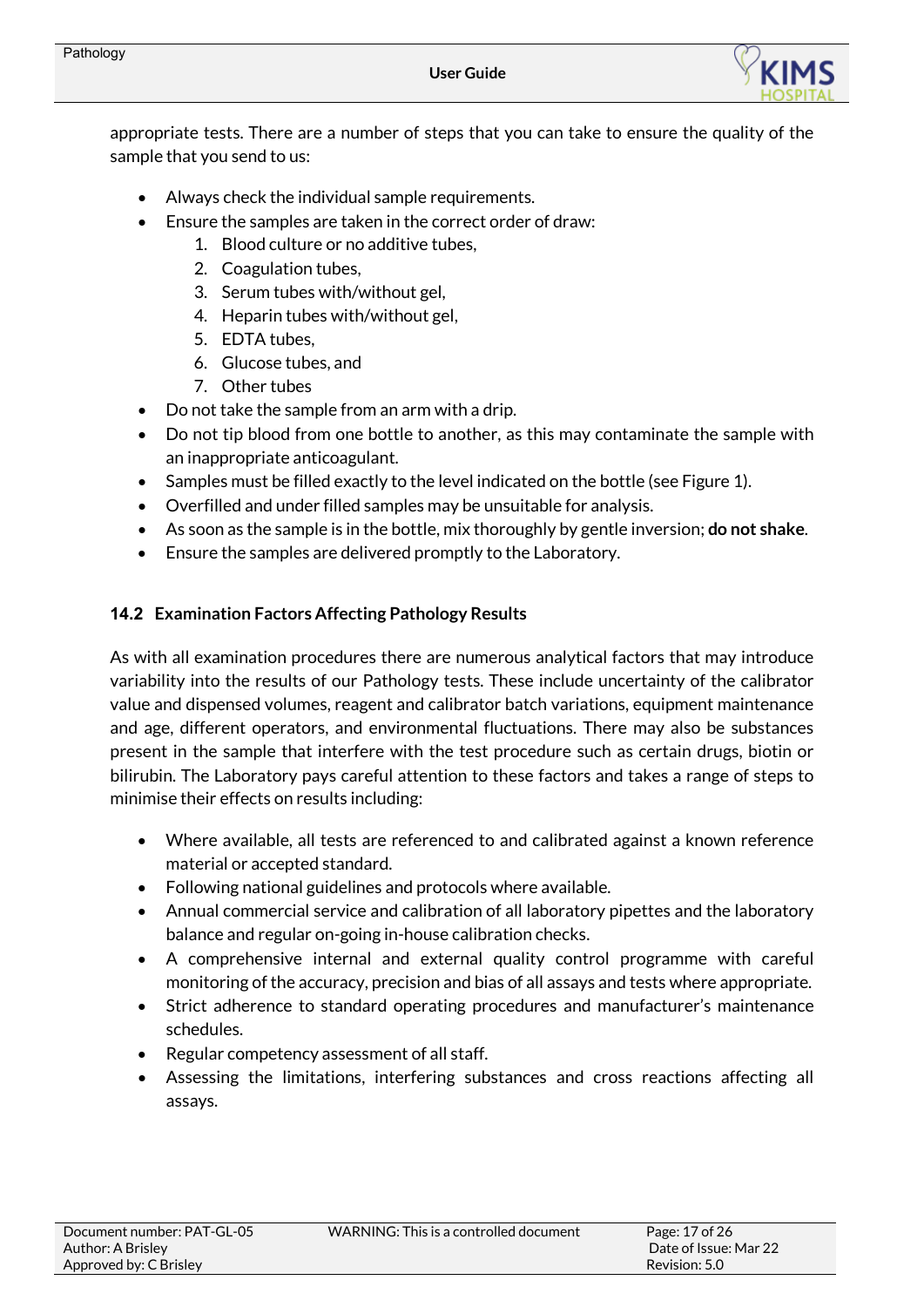appropriate tests. There are a number of steps that you can take to ensure the quality of the sample that you send to us:

- Always check the individual sample requirements.
- Ensure the samples are taken in the correct order of draw:
    1. Blood culture or no additive tubes,
    2. Coagulation tubes,
    3. Serum tubes with/without gel,
    4. Heparin tubes with/without gel,
    5. EDTA tubes,
    6. Glucose tubes, and
    7. Other tubes
- Do not take the sample from an arm with a drip.
- Do not tip blood from one bottle to another, as this may contaminate the sample with an inappropriate anticoagulant.
- Samples must be filled exactly to the level indicated on the bottle (see Figure 1).
- Overfilled and under filled samples may be unsuitable for analysis.
- As soon as the sample is in the bottle, mix thoroughly by gentle inversion; **do not shake**.
- Ensure the samples are delivered promptly to the Laboratory.

### 14.2 Examination Factors Affecting Pathology Results

As with all examination procedures there are numerous analytical factors that may introduce variability into the results of our Pathology tests. These include uncertainty of the calibrator value and dispensed volumes, reagent and calibrator batch variations, equipment maintenance and age, different operators, and environmental fluctuations. There may also be substances present in the sample that interfere with the test procedure such as certain drugs, biotin or bilirubin. The Laboratory pays careful attention to these factors and takes a range of steps to minimise their effects on results including:

- Where available, all tests are referenced to and calibrated against a known reference material or accepted standard.
- Following national guidelines and protocols where available.
- Annual commercial service and calibration of all laboratory pipettes and the laboratory balance and regular on-going in-house calibration checks.
- A comprehensive internal and external quality control programme with careful monitoring of the accuracy, precision and bias of all assays and tests where appropriate.
- Strict adherence to standard operating procedures and manufacturer's maintenance schedules.
- Regular competency assessment of all staff.
- Assessing the limitations, interfering substances and cross reactions affecting all assays.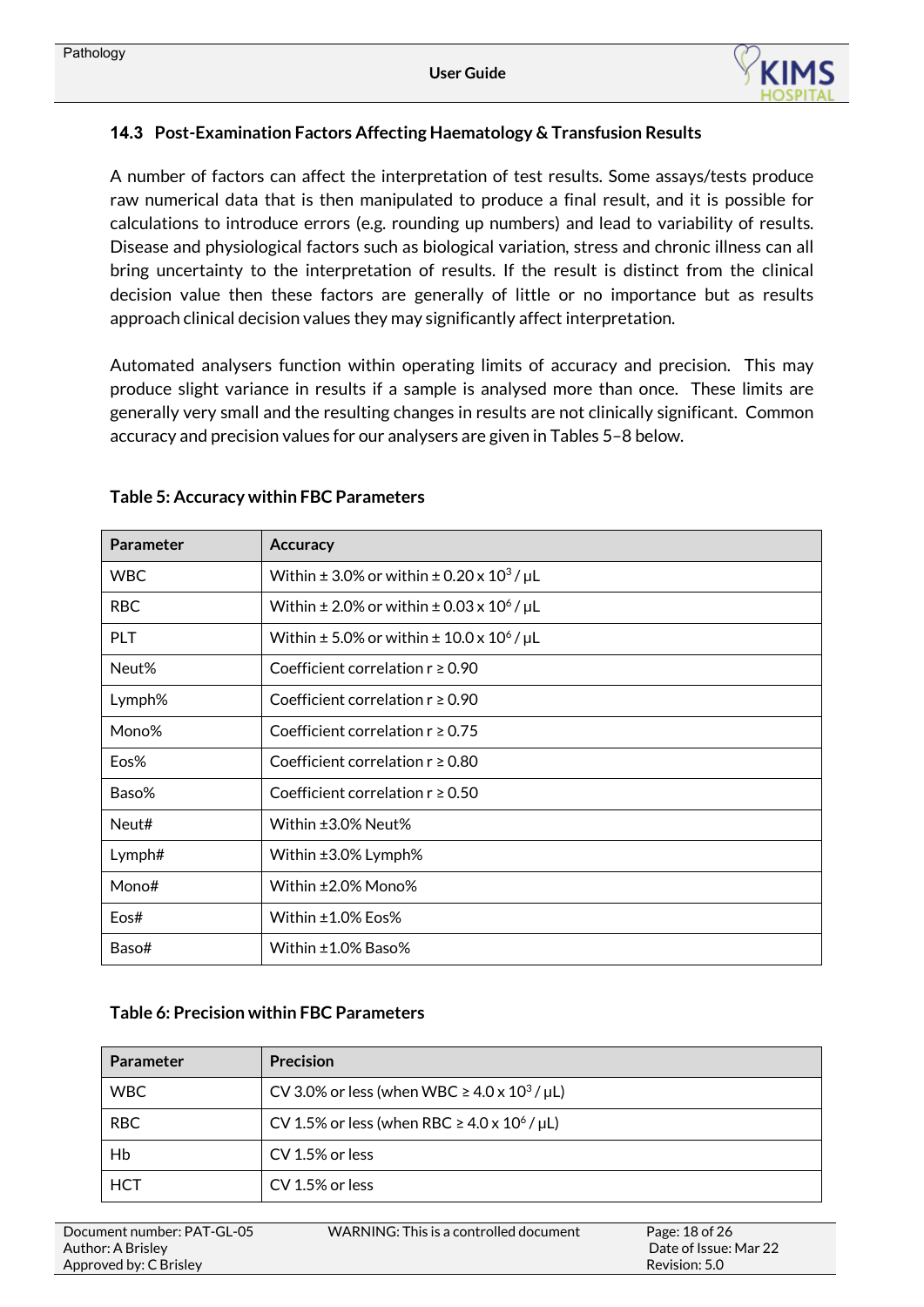### 14.3 Post-Examination Factors Affecting Haematology & Transfusion Results

A number of factors can affect the interpretation of test results. Some assays/tests produce raw numerical data that is then manipulated to produce a final result, and it is possible for calculations to introduce errors (e.g. rounding up numbers) and lead to variability of results. Disease and physiological factors such as biological variation, stress and chronic illness can all bring uncertainty to the interpretation of results. If the result is distinct from the clinical decision value then these factors are generally of little or no importance but as results approach clinical decision values they may significantly affect interpretation.

Automated analysers function within operating limits of accuracy and precision. This may produce slight variance in results if a sample is analysed more than once. These limits are generally very small and the resulting changes in results are not clinically significant. Common accuracy and precision values for our analysers are given in Tables 5–8 below.

**Table 5: Accuracy within FBC Parameters**

| Parameter | Accuracy |
|---|---|
| WBC | Within ± 3.0% or within ± 0.20 x $10^3$ / µL |
| RBC | Within ± 2.0% or within ± 0.03 x $10^6$ / µL |
| PLT | Within ± 5.0% or within ± 10.0 x $10^6$ / µL |
| Neut% | Coefficient correlation r ≥ 0.90 |
| Lymph% | Coefficient correlation r ≥ 0.90 |
| Mono% | Coefficient correlation r ≥ 0.75 |
| Eos% | Coefficient correlation r ≥ 0.80 |
| Baso% | Coefficient correlation r ≥ 0.50 |
| Neut# | Within ±3.0% Neut% |
| Lymph# | Within ±3.0% Lymph% |
| Mono# | Within ±2.0% Mono% |
| Eos# | Within ±1.0% Eos% |
| Baso# | Within ±1.0% Baso% |

**Table 6: Precision within FBC Parameters**

| Parameter | Precision |
|---|---|
| WBC | CV 3.0% or less (when WBC ≥ 4.0 x $10^3$ / µL) |
| RBC | CV 1.5% or less (when RBC ≥ 4.0 x $10^6$ / µL) |
| Hb | CV 1.5% or less |
| HCT | CV 1.5% or less |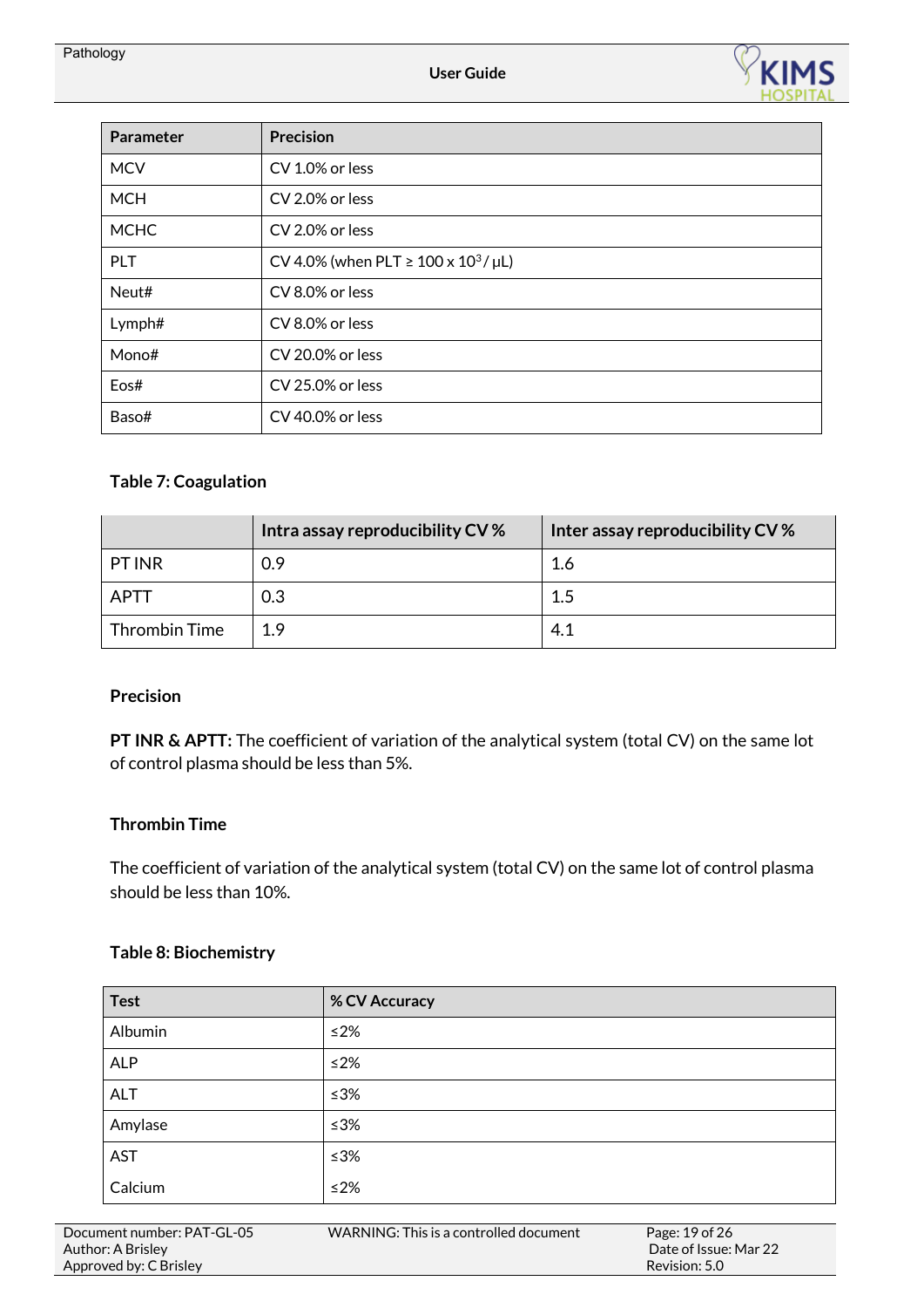| Parameter | Precision |
|---|---|
| MCV | CV 1.0% or less |
| MCH | CV 2.0% or less |
| MCHC | CV 2.0% or less |
| PLT | CV 4.0% (when PLT ≥ 100 x $10^3$ / μL) |
| Neut# | CV 8.0% or less |
| Lymph# | CV 8.0% or less |
| Mono# | CV 20.0% or less |
| Eos# | CV 25.0% or less |
| Baso# | CV 40.0% or less |

**Table 7: Coagulation**

| | Intra assay reproducibility CV % | Inter assay reproducibility CV % |
|---|---|---|
| PT INR | 0.9 | 1.6 |
| APTT | 0.3 | 1.5 |
| Thrombin Time | 1.9 | 4.1 |

**Precision**

**PT INR & APTT:** The coefficient of variation of the analytical system (total CV) on the same lot of control plasma should be less than 5%.

**Thrombin Time**

The coefficient of variation of the analytical system (total CV) on the same lot of control plasma should be less than 10%.

**Table 8: Biochemistry**

| Test | % CV Accuracy |
|---|---|
| Albumin | ≤2% |
| ALP | ≤2% |
| ALT | ≤3% |
| Amylase | ≤3% |
| AST | ≤3% |
| Calcium | ≤2% |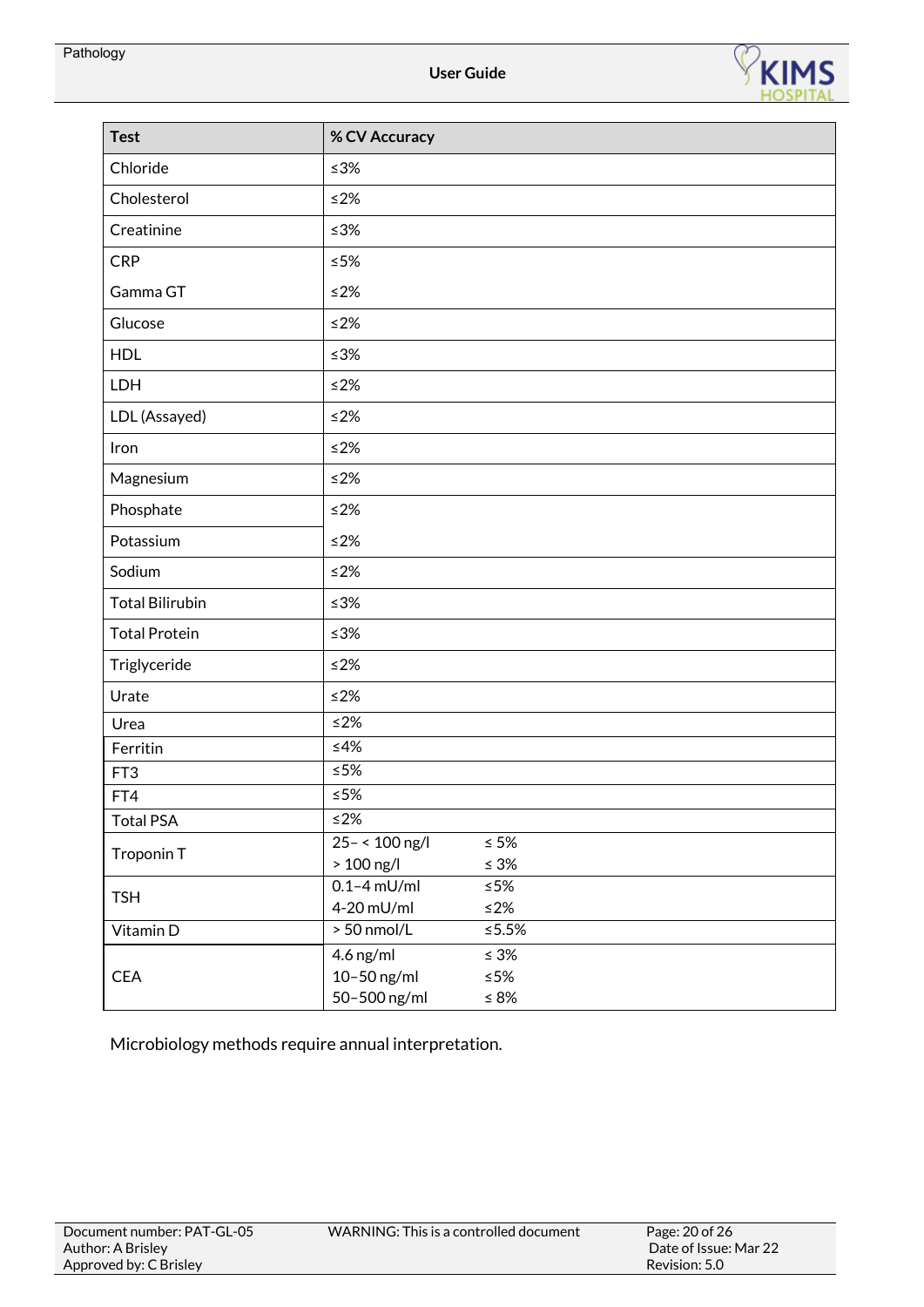| Test | % CV Accuracy | |
|---|---|---|
| Chloride | ≤3% | |
| Cholesterol | ≤2% | |
| Creatinine | ≤3% | |
| CRP | ≤5% | |
| Gamma GT | ≤2% | |
| Glucose | ≤2% | |
| HDL | ≤3% | |
| LDH | ≤2% | |
| LDL (Assayed) | ≤2% | |
| Iron | ≤2% | |
| Magnesium | ≤2% | |
| Phosphate | ≤2% | |
| Potassium | ≤2% | |
| Sodium | ≤2% | |
| Total Bilirubin | ≤3% | |
| Total Protein | ≤3% | |
| Triglyceride | ≤2% | |
| Urate | ≤2% | |
| Urea | ≤2% | |
| Ferritin | ≤4% | |
| FT3 | ≤5% | |
| FT4 | ≤5% | |
| Total PSA | ≤2% | |
| Troponin T | 25– < 100 ng/l | ≤ 5% |
| | > 100 ng/l | ≤ 3% |
| TSH | 0.1–4 mU/ml | ≤5% |
| | 4-20 mU/ml | ≤2% |
| Vitamin D | > 50 nmol/L | ≤5.5% |
| CEA | 4.6 ng/ml | ≤ 3% |
| | 10–50 ng/ml | ≤5% |
| | 50–500 ng/ml | ≤ 8% |

Microbiology methods require annual interpretation.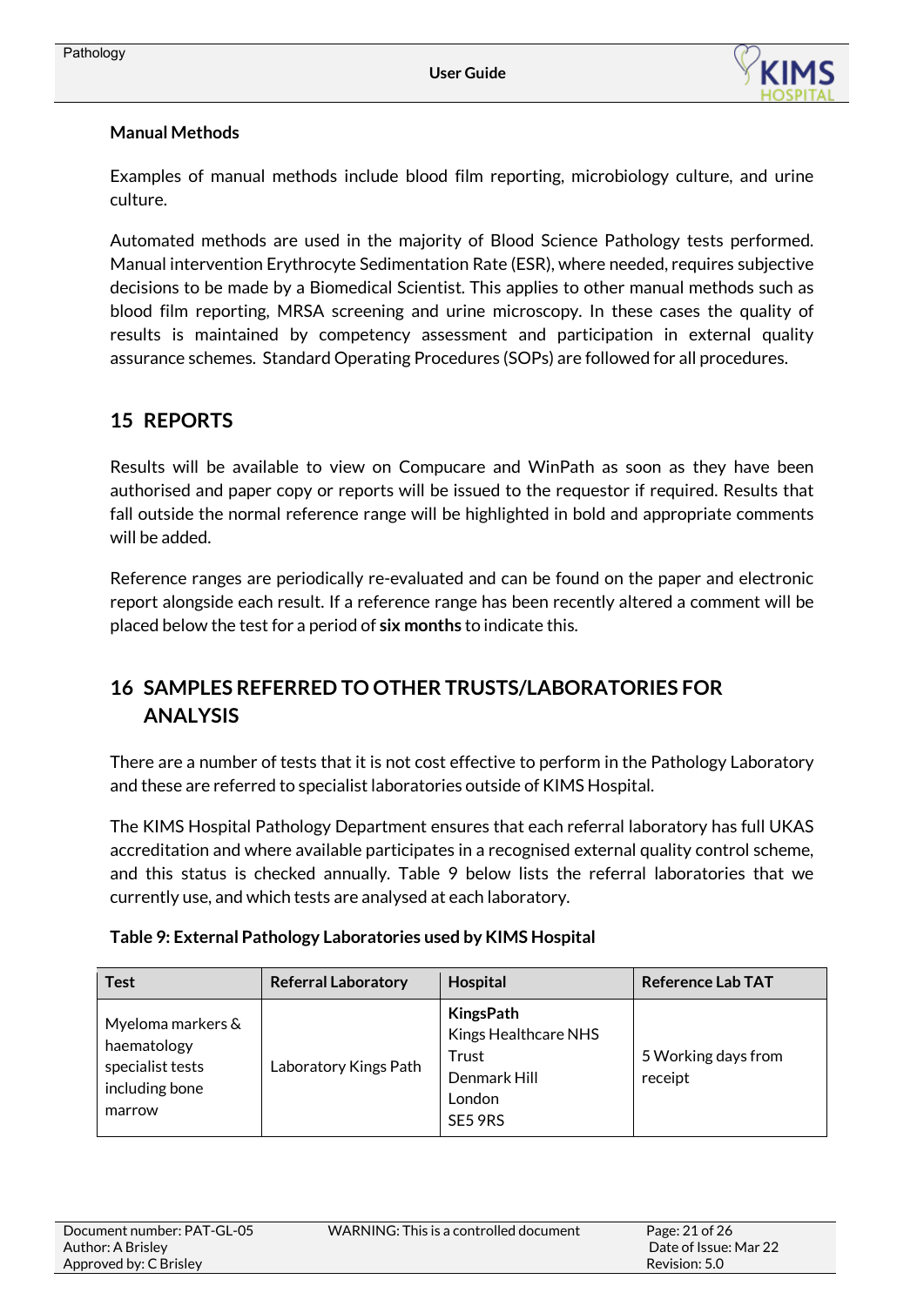**Manual Methods**

Examples of manual methods include blood film reporting, microbiology culture, and urine culture.

Automated methods are used in the majority of Blood Science Pathology tests performed. Manual intervention Erythrocyte Sedimentation Rate (ESR), where needed, requires subjective decisions to be made by a Biomedical Scientist. This applies to other manual methods such as blood film reporting, MRSA screening and urine microscopy. In these cases the quality of results is maintained by competency assessment and participation in external quality assurance schemes. Standard Operating Procedures (SOPs) are followed for all procedures.

## 15 REPORTS

Results will be available to view on Compucare and WinPath as soon as they have been authorised and paper copy or reports will be issued to the requestor if required. Results that fall outside the normal reference range will be highlighted in bold and appropriate comments will be added.

Reference ranges are periodically re-evaluated and can be found on the paper and electronic report alongside each result. If a reference range has been recently altered a comment will be placed below the test for a period of **six months** to indicate this.

## 16 SAMPLES REFERRED TO OTHER TRUSTS/LABORATORIES FOR ANALYSIS

There are a number of tests that it is not cost effective to perform in the Pathology Laboratory and these are referred to specialist laboratories outside of KIMS Hospital.

The KIMS Hospital Pathology Department ensures that each referral laboratory has full UKAS accreditation and where available participates in a recognised external quality control scheme, and this status is checked annually. Table 9 below lists the referral laboratories that we currently use, and which tests are analysed at each laboratory.

**Table 9: External Pathology Laboratories used by KIMS Hospital**

| Test | Referral Laboratory | Hospital | Reference Lab TAT |
|---|---|---|---|
| Myeloma markers & haematology specialist tests including bone marrow | Laboratory Kings Path | **KingsPath** Kings Healthcare NHS Trust Denmark Hill London SE5 9RS | 5 Working days from receipt |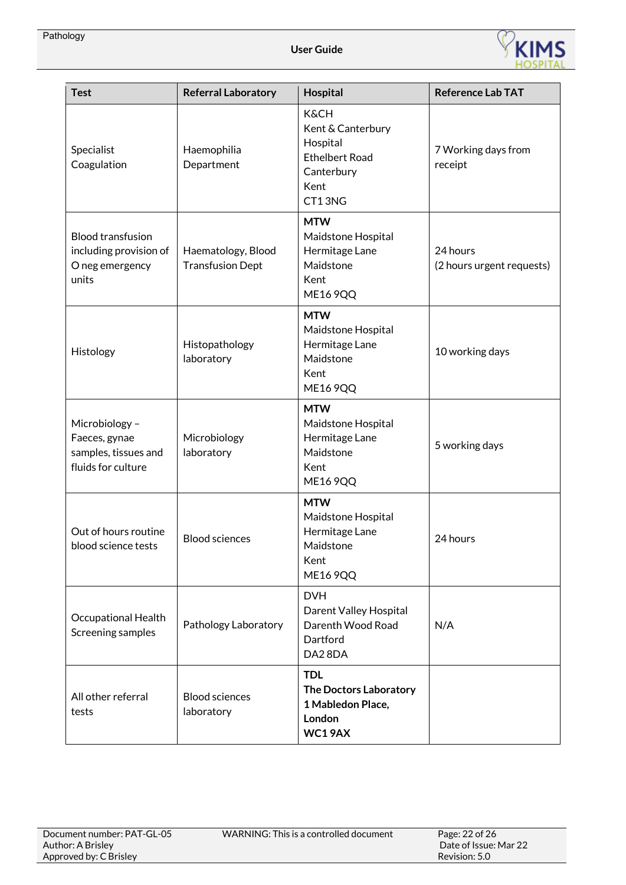| Test | Referral Laboratory | Hospital | Reference Lab TAT |
|---|---|---|---|
| Specialist Coagulation | Haemophilia Department | K&CH<br>Kent & Canterbury Hospital<br>Ethelbert Road<br>Canterbury<br>Kent<br>CT1 3NG | 7 Working days from receipt |
| Blood transfusion including provision of O neg emergency units | Haematology, Blood Transfusion Dept | **MTW**<br>Maidstone Hospital<br>Hermitage Lane<br>Maidstone<br>Kent<br>ME16 9QQ | 24 hours<br>(2 hours urgent requests) |
| Histology | Histopathology laboratory | **MTW**<br>Maidstone Hospital<br>Hermitage Lane<br>Maidstone<br>Kent<br>ME16 9QQ | 10 working days |
| Microbiology – Faeces, gynae samples, tissues and fluids for culture | Microbiology laboratory | **MTW**<br>Maidstone Hospital<br>Hermitage Lane<br>Maidstone<br>Kent<br>ME16 9QQ | 5 working days |
| Out of hours routine blood science tests | Blood sciences | **MTW**<br>Maidstone Hospital<br>Hermitage Lane<br>Maidstone<br>Kent<br>ME16 9QQ | 24 hours |
| Occupational Health Screening samples | Pathology Laboratory | DVH<br>Darent Valley Hospital<br>Darenth Wood Road<br>Dartford<br>DA2 8DA | N/A |
| All other referral tests | Blood sciences laboratory | **TDL**<br>**The Doctors Laboratory**<br>**1 Mabledon Place,**<br>**London**<br>**WC1 9AX** | |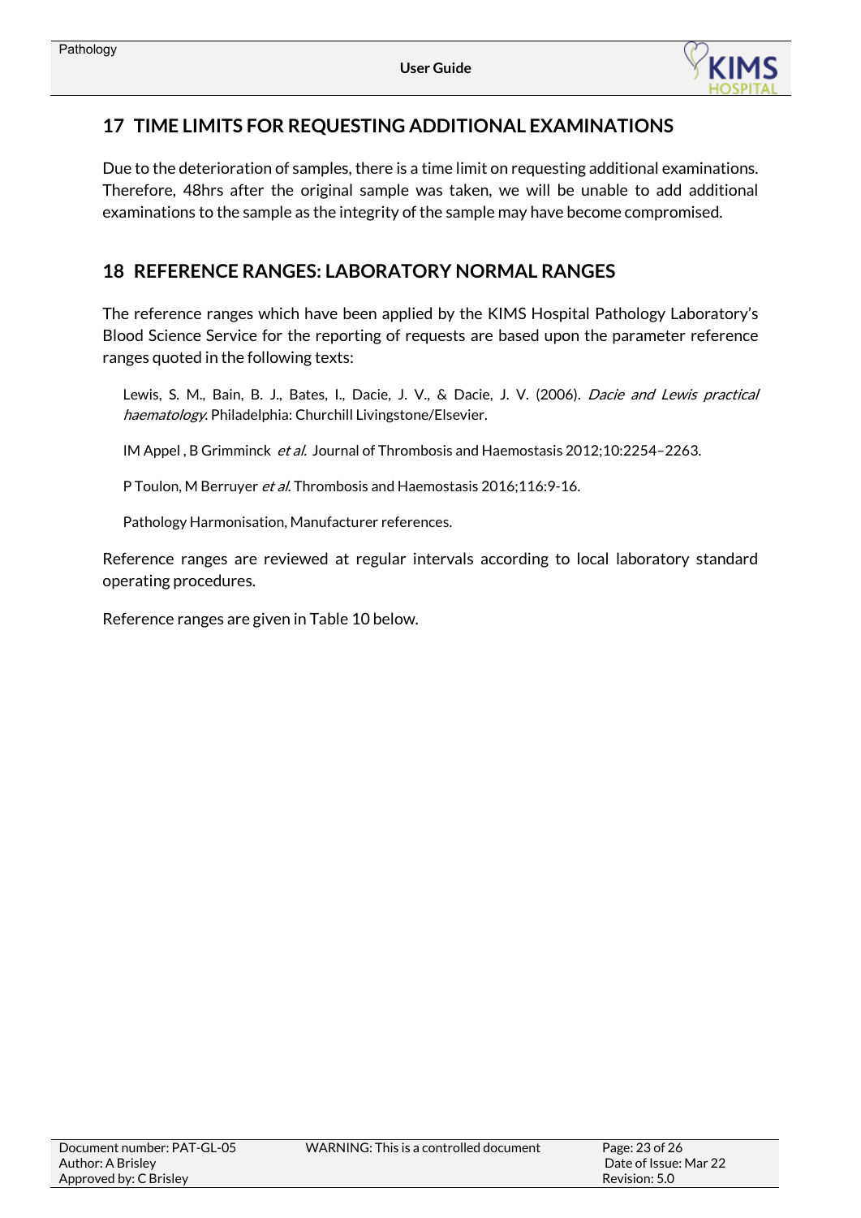## 17 TIME LIMITS FOR REQUESTING ADDITIONAL EXAMINATIONS

Due to the deterioration of samples, there is a time limit on requesting additional examinations. Therefore, 48hrs after the original sample was taken, we will be unable to add additional examinations to the sample as the integrity of the sample may have become compromised.

## 18 REFERENCE RANGES: LABORATORY NORMAL RANGES

The reference ranges which have been applied by the KIMS Hospital Pathology Laboratory's Blood Science Service for the reporting of requests are based upon the parameter reference ranges quoted in the following texts:

Lewis, S. M., Bain, B. J., Bates, I., Dacie, J. V., & Dacie, J. V. (2006). *Dacie and Lewis practical haematology.* Philadelphia: Churchill Livingstone/Elsevier.

IM Appel , B Grimminck *et al.* Journal of Thrombosis and Haemostasis 2012;10:2254–2263.

P Toulon, M Berruyer *et al.* Thrombosis and Haemostasis 2016;116:9-16.

Pathology Harmonisation, Manufacturer references.

Reference ranges are reviewed at regular intervals according to local laboratory standard operating procedures.

Reference ranges are given in Table 10 below.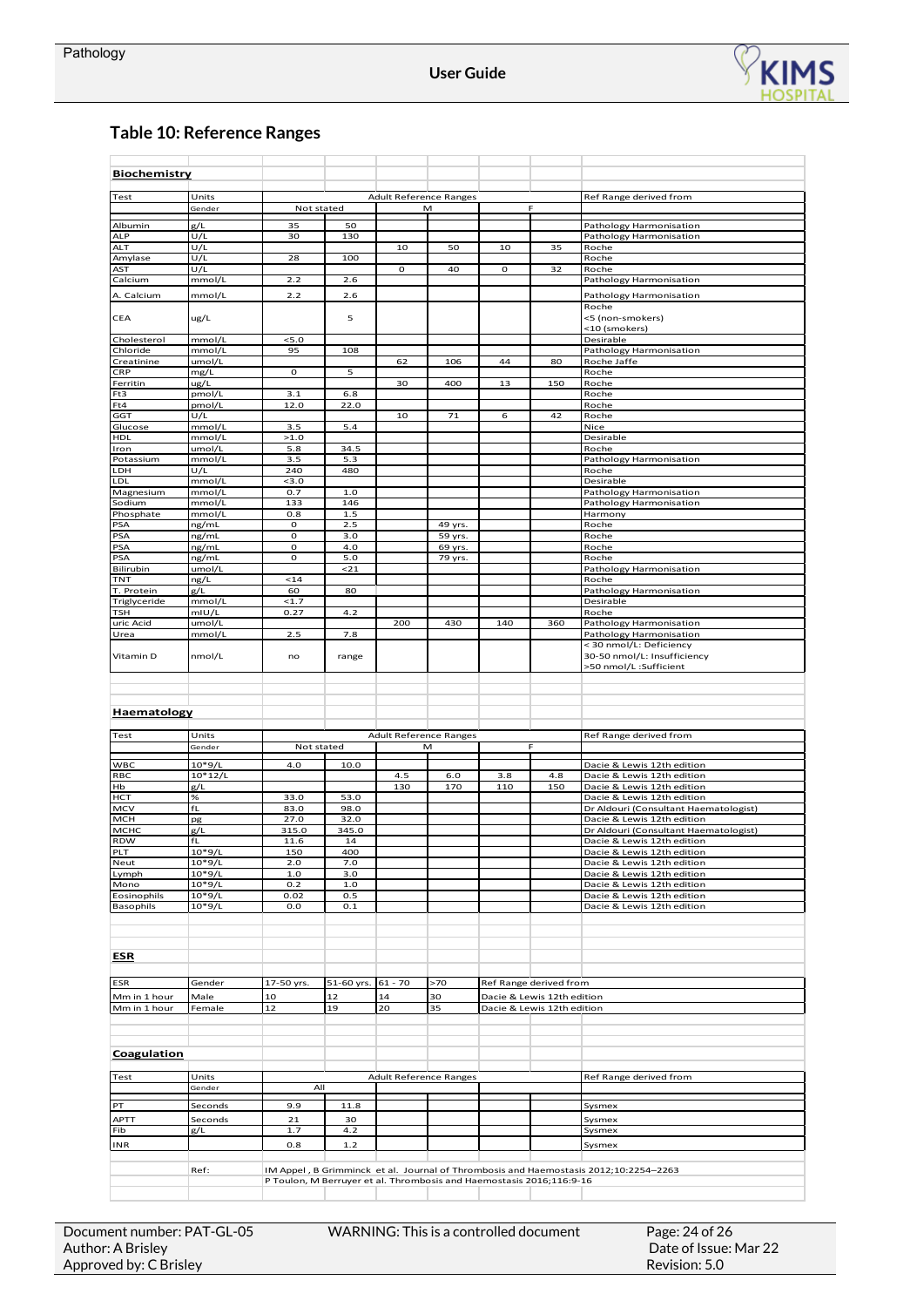## Table 10: Reference Ranges

### Biochemistry

| Test | Units | Adult Reference Ranges | | | | | | Ref Range derived from |
|---|---|---|---|---|---|---|---|---|
| | Gender | Not stated | | M | | F | | |
| Albumin | g/L | 35 | 50 | | | | | Pathology Harmonisation |
| ALP | U/L | 30 | 130 | | | | | Pathology Harmonisation |
| ALT | U/L | | | 10 | 50 | 10 | 35 | Roche |
| Amylase | U/L | 28 | 100 | | | | | Roche |
| AST | U/L | | | 0 | 40 | 0 | 32 | Roche |
| Calcium | mmol/L | 2.2 | 2.6 | | | | | Pathology Harmonisation |
| A. Calcium | mmol/L | 2.2 | 2.6 | | | | | Pathology Harmonisation |
| CEA | ug/L | | 5 | | | | | Roche <5 (non-smokers) <10 (smokers) |
| Cholesterol | mmol/L | <5.0 | | | | | | Desirable |
| Chloride | mmol/L | 95 | 108 | | | | | Pathology Harmonisation |
| Creatinine | umol/L | | | 62 | 106 | 44 | 80 | Roche Jaffe |
| CRP | mg/L | 0 | 5 | | | | | Roche |
| Ferritin | ug/L | | | 30 | 400 | 13 | 150 | Roche |
| Ft3 | pmol/L | 3.1 | 6.8 | | | | | Roche |
| Ft4 | pmol/L | 12.0 | 22.0 | | | | | Roche |
| GGT | U/L | | | 10 | 71 | 6 | 42 | Roche |
| Glucose | mmol/L | 3.5 | 5.4 | | | | | Nice |
| HDL | mmol/L | >1.0 | | | | | | Desirable |
| Iron | umol/L | 5.8 | 34.5 | | | | | Roche |
| Potassium | mmol/L | 3.5 | 5.3 | | | | | Pathology Harmonisation |
| LDH | U/L | 240 | 480 | | | | | Roche |
| LDL | mmol/L | <3.0 | | | | | | Desirable |
| Magnesium | mmol/L | 0.7 | 1.0 | | | | | Pathology Harmonisation |
| Sodium | mmol/L | 133 | 146 | | | | | Pathology Harmonisation |
| Phosphate | mmol/L | 0.8 | 1.5 | | | | | Harmony |
| PSA | ng/mL | 0 | 2.5 | | 49 yrs. | | | Roche |
| PSA | ng/mL | 0 | 3.0 | | 59 yrs. | | | Roche |
| PSA | ng/mL | 0 | 4.0 | | 69 yrs. | | | Roche |
| PSA | ng/mL | 0 | 5.0 | | 79 yrs. | | | Roche |
| Bilirubin | umol/L | | <21 | | | | | Pathology Harmonisation |
| TNT | ng/L | <14 | | | | | | Roche |
| T. Protein | g/L | 60 | 80 | | | | | Pathology Harmonisation |
| Triglyceride | mmol/L | <1.7 | | | | | | Desirable |
| TSH | mIU/L | 0.27 | 4.2 | | | | | Roche |
| uric Acid | umol/L | | | 200 | 430 | 140 | 360 | Pathology Harmonisation |
| Urea | mmol/L | 2.5 | 7.8 | | | | | Pathology Harmonisation |
| Vitamin D | nmol/L | no | range | | | | | < 30 nmol/L: Deficiency 30-50 nmol/L: Insufficiency >50 nmol/L :Sufficient |

### Haematology

| Test | Units | Adult Reference Ranges | | | | | | Ref Range derived from |
|---|---|---|---|---|---|---|---|---|
| | Gender | Not stated | | M | | F | | |
| WBC | 10*9/L | 4.0 | 10.0 | | | | | Dacie & Lewis 12th edition |
| RBC | 10*12/L | | | 4.5 | 6.0 | 3.8 | 4.8 | Dacie & Lewis 12th edition |
| Hb | g/L | | | 130 | 170 | 110 | 150 | Dacie & Lewis 12th edition |
| HCT | % | 33.0 | 53.0 | | | | | Dacie & Lewis 12th edition |
| MCV | fL | 83.0 | 98.0 | | | | | Dr Aldouri (Consultant Haematologist) |
| MCH | pg | 27.0 | 32.0 | | | | | Dacie & Lewis 12th edition |
| MCHC | g/L | 315.0 | 345.0 | | | | | Dr Aldouri (Consultant Haematologist) |
| RDW | fL | 11.6 | 14 | | | | | Dacie & Lewis 12th edition |
| PLT | 10*9/L | 150 | 400 | | | | | Dacie & Lewis 12th edition |
| Neut | 10*9/L | 2.0 | 7.0 | | | | | Dacie & Lewis 12th edition |
| Lymph | 10*9/L | 1.0 | 3.0 | | | | | Dacie & Lewis 12th edition |
| Mono | 10*9/L | 0.2 | 1.0 | | | | | Dacie & Lewis 12th edition |
| Eosinophils | 10*9/L | 0.02 | 0.5 | | | | | Dacie & Lewis 12th edition |
| Basophils | 10*9/L | 0.0 | 0.1 | | | | | Dacie & Lewis 12th edition |

### ESR

| ESR | Gender | 17-50 yrs. | 51-60 yrs. | 61 - 70 | >70 | Ref Range derived from |
|---|---|---|---|---|---|---|
| Mm in 1 hour | Male | 10 | 12 | 14 | 30 | Dacie & Lewis 12th edition |
| Mm in 1 hour | Female | 12 | 19 | 20 | 35 | Dacie & Lewis 12th edition |

### Coagulation

| Test | Units | Adult Reference Ranges | | | | | | Ref Range derived from |
|---|---|---|---|---|---|---|---|---|
| | Gender | All | | | | | | |
| PT | Seconds | 9.9 | 11.8 | | | | | Sysmex |
| APTT | Seconds | 21 | 30 | | | | | Sysmex |
| Fib | g/L | 1.7 | 4.2 | | | | | Sysmex |
| INR | | 0.8 | 1.2 | | | | | Sysmex |

Ref: IM Appel , B Grimminck et al. Journal of Thrombosis and Haemostasis 2012;10:2254–2263
P Toulon, M Berruyer et al. Thrombosis and Haemostasis 2016;116:9-16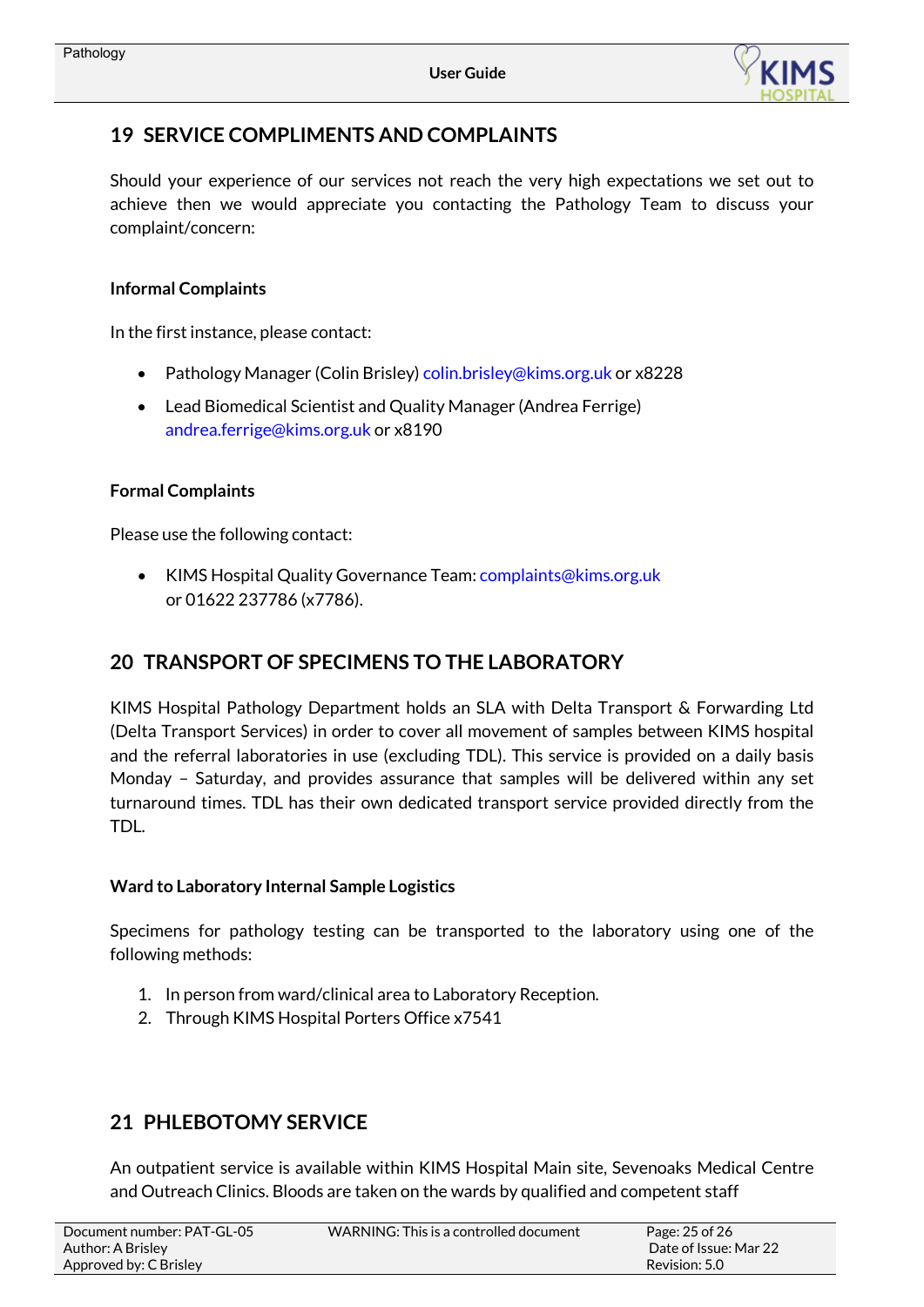## 19 SERVICE COMPLIMENTS AND COMPLAINTS

Should your experience of our services not reach the very high expectations we set out to achieve then we would appreciate you contacting the Pathology Team to discuss your complaint/concern:

**Informal Complaints**

In the first instance, please contact:

- Pathology Manager (Colin Brisley) colin.brisley@kims.org.uk or x8228
- Lead Biomedical Scientist and Quality Manager (Andrea Ferrige) andrea.ferrige@kims.org.uk or x8190

**Formal Complaints**

Please use the following contact:

- KIMS Hospital Quality Governance Team: complaints@kims.org.uk or 01622 237786 (x7786).

## 20 TRANSPORT OF SPECIMENS TO THE LABORATORY

KIMS Hospital Pathology Department holds an SLA with Delta Transport & Forwarding Ltd (Delta Transport Services) in order to cover all movement of samples between KIMS hospital and the referral laboratories in use (excluding TDL). This service is provided on a daily basis Monday – Saturday, and provides assurance that samples will be delivered within any set turnaround times. TDL has their own dedicated transport service provided directly from the TDL.

**Ward to Laboratory Internal Sample Logistics**

Specimens for pathology testing can be transported to the laboratory using one of the following methods:

1. In person from ward/clinical area to Laboratory Reception.
2. Through KIMS Hospital Porters Office x7541

## 21 PHLEBOTOMY SERVICE

An outpatient service is available within KIMS Hospital Main site, Sevenoaks Medical Centre and Outreach Clinics. Bloods are taken on the wards by qualified and competent staff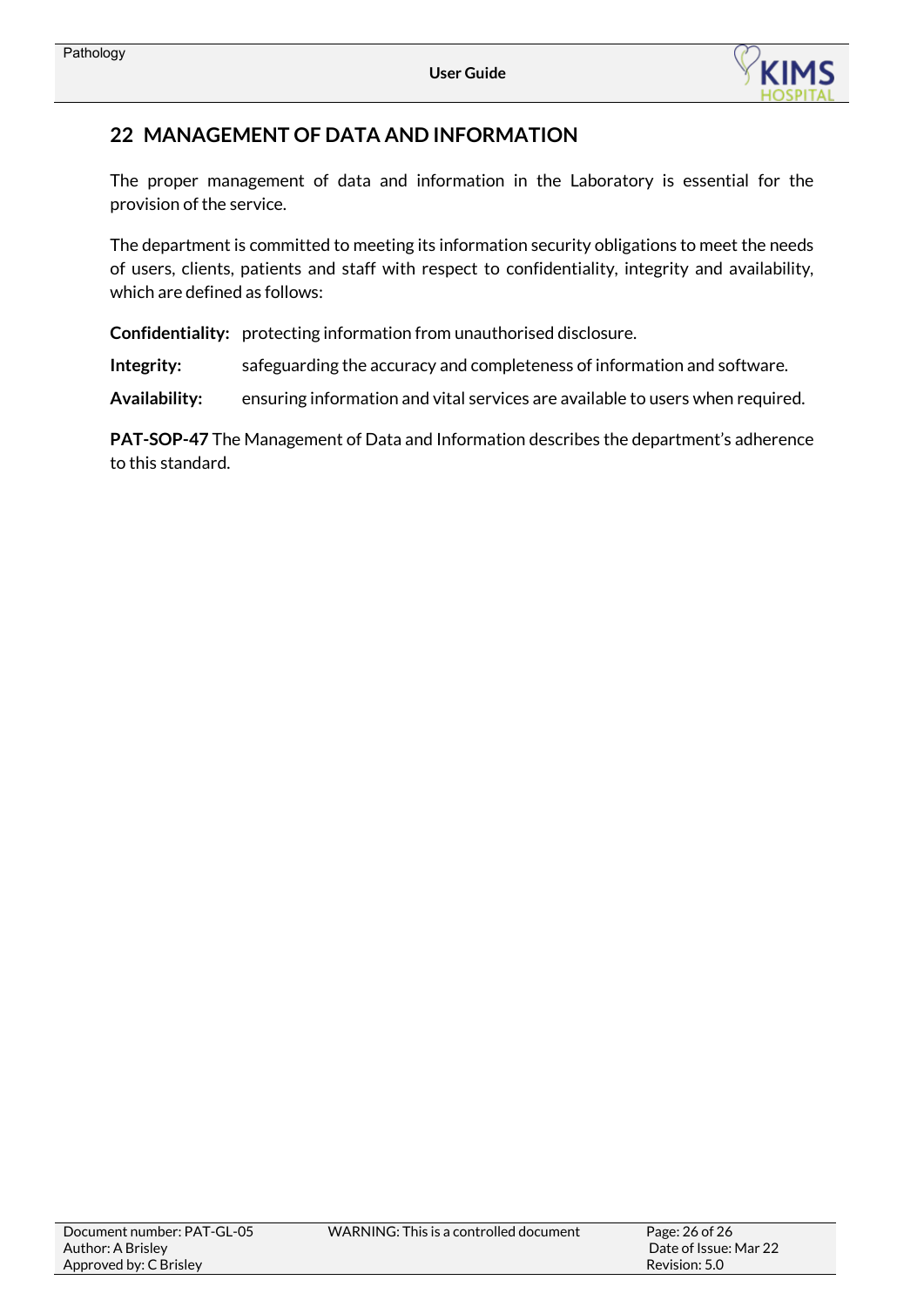## 22 MANAGEMENT OF DATA AND INFORMATION

The proper management of data and information in the Laboratory is essential for the provision of the service.

The department is committed to meeting its information security obligations to meet the needs of users, clients, patients and staff with respect to confidentiality, integrity and availability, which are defined as follows:

**Confidentiality:** protecting information from unauthorised disclosure.

**Integrity:** safeguarding the accuracy and completeness of information and software.

**Availability:** ensuring information and vital services are available to users when required.

**PAT-SOP-47** The Management of Data and Information describes the department's adherence to this standard.